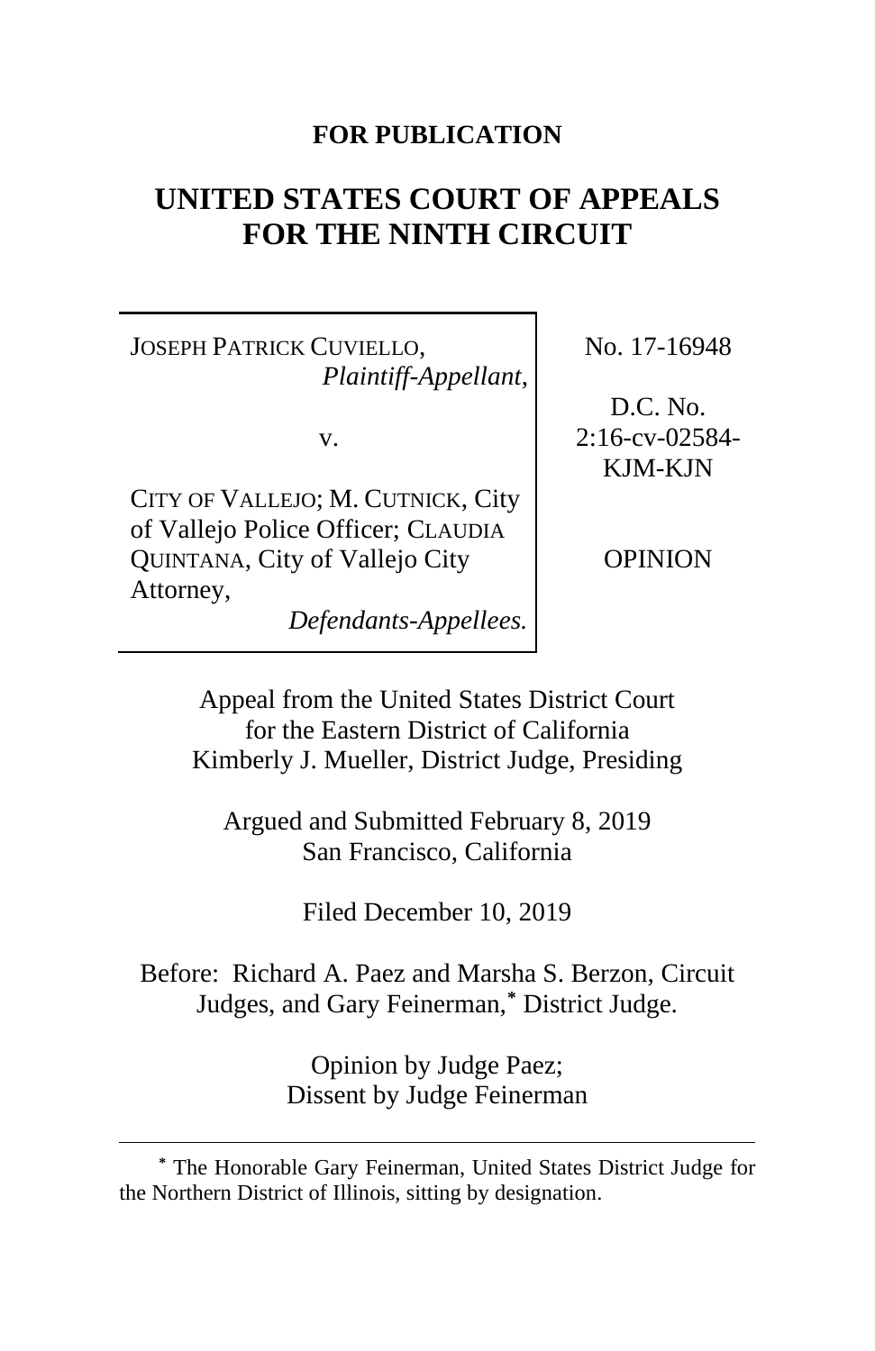**FOR PUBLICATION**

# UNITED STATES COURT OF APPEALS FOR THE NINTH CIRCUIT

| | |
|---|---|
| JOSEPH PATRICK CUVIELLO, *Plaintiff-Appellant*, v. CITY OF VALLEJO; M. CUTNICK, City of Vallejo Police Officer; CLAUDIA QUINTANA, City of Vallejo City Attorney, *Defendants-Appellees.* | No. 17-16948 D.C. No. 2:16-cv-02584-KJM-KJN OPINION |

Appeal from the United States District Court for the Eastern District of California
Kimberly J. Mueller, District Judge, Presiding

Argued and Submitted February 8, 2019
San Francisco, California

Filed December 10, 2019

Before: Richard A. Paez and Marsha S. Berzon, Circuit Judges, and Gary Feinerman,* District Judge.

Opinion by Judge Paez;
Dissent by Judge Feinerman

---

* The Honorable Gary Feinerman, United States District Judge for the Northern District of Illinois, sitting by designation.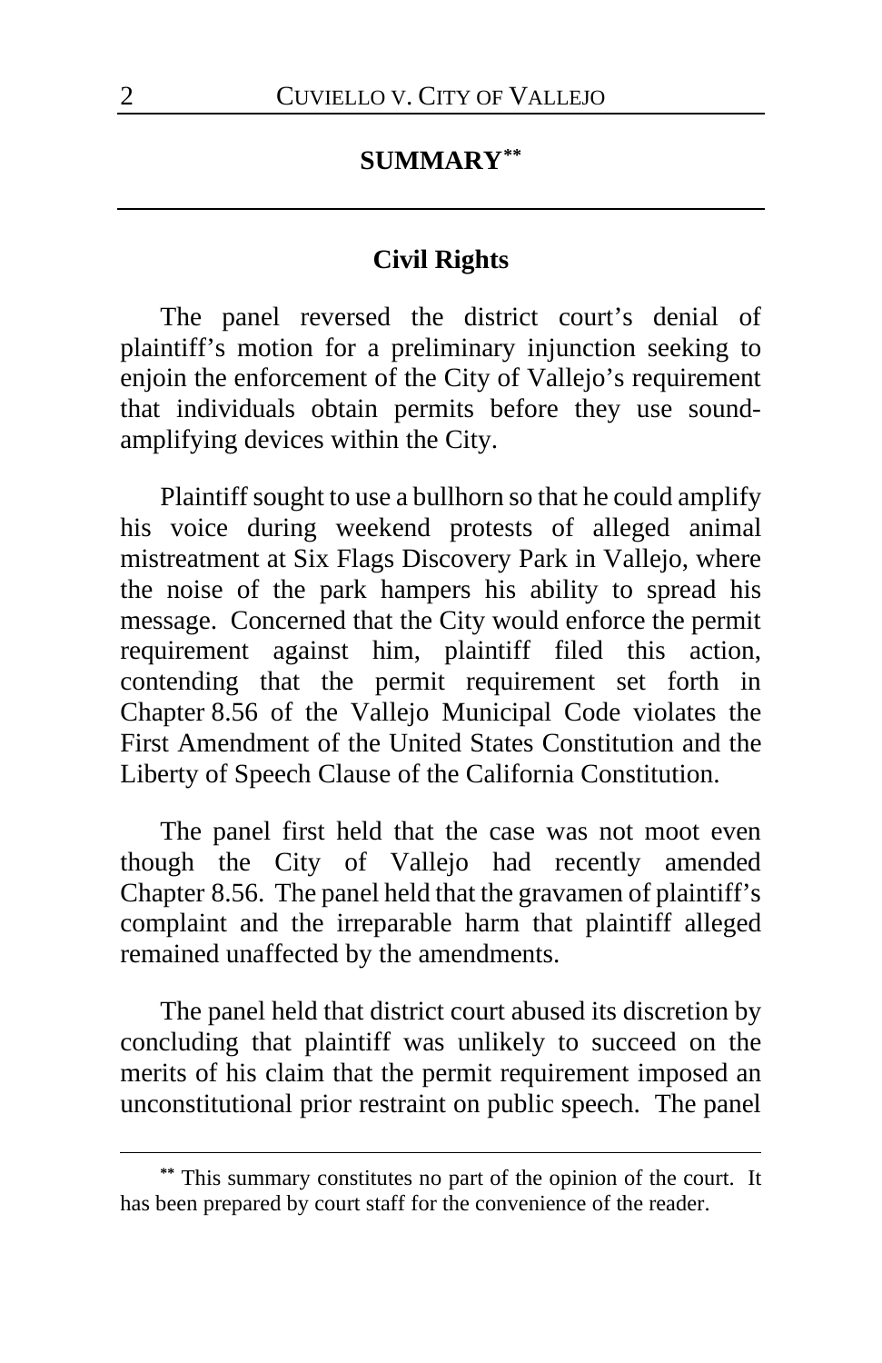## SUMMARY[**]

### Civil Rights

The panel reversed the district court's denial of plaintiff's motion for a preliminary injunction seeking to enjoin the enforcement of the City of Vallejo's requirement that individuals obtain permits before they use sound-amplifying devices within the City.

Plaintiff sought to use a bullhorn so that he could amplify his voice during weekend protests of alleged animal mistreatment at Six Flags Discovery Park in Vallejo, where the noise of the park hampers his ability to spread his message. Concerned that the City would enforce the permit requirement against him, plaintiff filed this action, contending that the permit requirement set forth in Chapter 8.56 of the Vallejo Municipal Code violates the First Amendment of the United States Constitution and the Liberty of Speech Clause of the California Constitution.

The panel first held that the case was not moot even though the City of Vallejo had recently amended Chapter 8.56. The panel held that the gravamen of plaintiff's complaint and the irreparable harm that plaintiff alleged remained unaffected by the amendments.

The panel held that district court abused its discretion by concluding that plaintiff was unlikely to succeed on the merits of his claim that the permit requirement imposed an unconstitutional prior restraint on public speech. The panel

[**] This summary constitutes no part of the opinion of the court. It has been prepared by court staff for the convenience of the reader.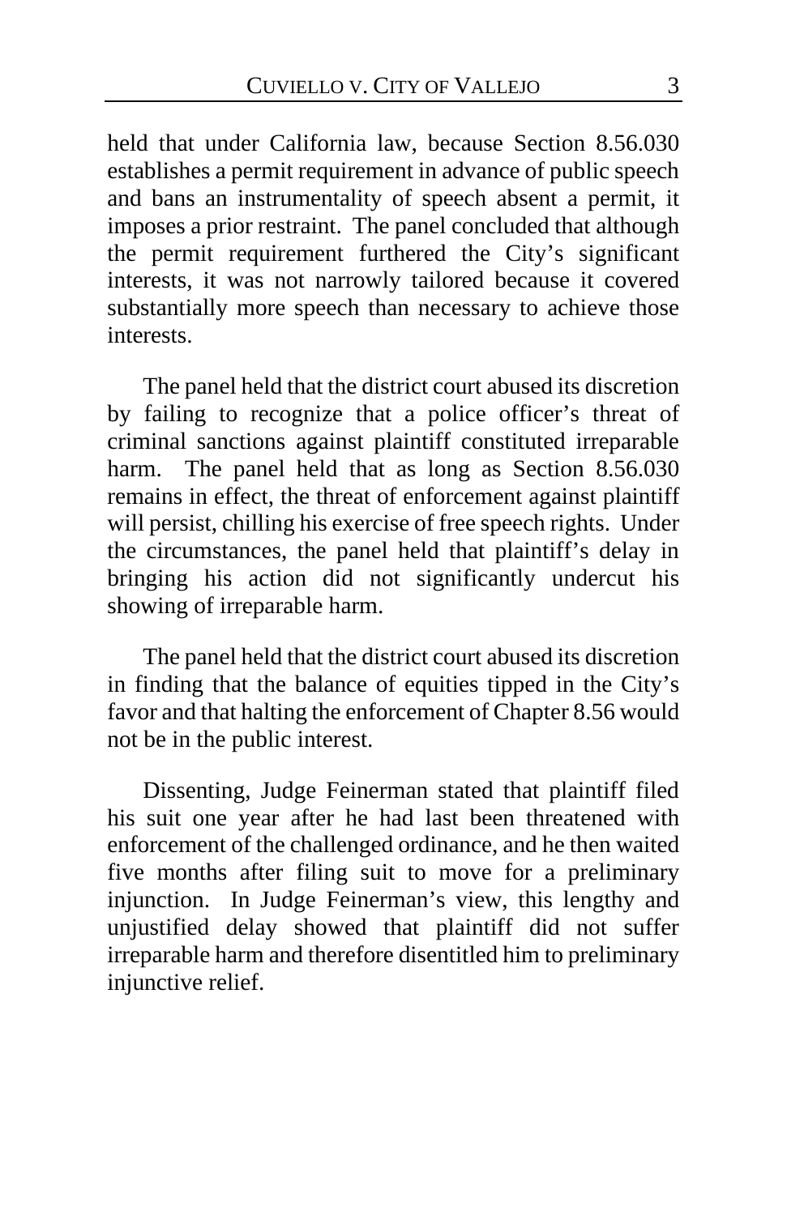held that under California law, because Section 8.56.030 establishes a permit requirement in advance of public speech and bans an instrumentality of speech absent a permit, it imposes a prior restraint. The panel concluded that although the permit requirement furthered the City's significant interests, it was not narrowly tailored because it covered substantially more speech than necessary to achieve those interests.

The panel held that the district court abused its discretion by failing to recognize that a police officer's threat of criminal sanctions against plaintiff constituted irreparable harm. The panel held that as long as Section 8.56.030 remains in effect, the threat of enforcement against plaintiff will persist, chilling his exercise of free speech rights. Under the circumstances, the panel held that plaintiff's delay in bringing his action did not significantly undercut his showing of irreparable harm.

The panel held that the district court abused its discretion in finding that the balance of equities tipped in the City's favor and that halting the enforcement of Chapter 8.56 would not be in the public interest.

Dissenting, Judge Feinerman stated that plaintiff filed his suit one year after he had last been threatened with enforcement of the challenged ordinance, and he then waited five months after filing suit to move for a preliminary injunction. In Judge Feinerman's view, this lengthy and unjustified delay showed that plaintiff did not suffer irreparable harm and therefore disentitled him to preliminary injunctive relief.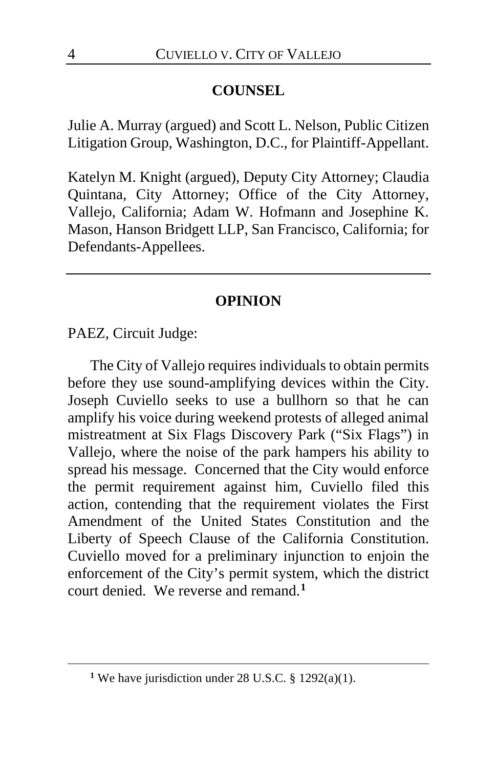## COUNSEL

Julie A. Murray (argued) and Scott L. Nelson, Public Citizen Litigation Group, Washington, D.C., for Plaintiff-Appellant.

Katelyn M. Knight (argued), Deputy City Attorney; Claudia Quintana, City Attorney; Office of the City Attorney, Vallejo, California; Adam W. Hofmann and Josephine K. Mason, Hanson Bridgett LLP, San Francisco, California; for Defendants-Appellees.

---

## OPINION

PAEZ, Circuit Judge:

The City of Vallejo requires individuals to obtain permits before they use sound-amplifying devices within the City. Joseph Cuviello seeks to use a bullhorn so that he can amplify his voice during weekend protests of alleged animal mistreatment at Six Flags Discovery Park ("Six Flags") in Vallejo, where the noise of the park hampers his ability to spread his message. Concerned that the City would enforce the permit requirement against him, Cuviello filed this action, contending that the requirement violates the First Amendment of the United States Constitution and the Liberty of Speech Clause of the California Constitution. Cuviello moved for a preliminary injunction to enjoin the enforcement of the City's permit system, which the district court denied. We reverse and remand.[1]

---

[1] We have jurisdiction under 28 U.S.C. § 1292(a)(1).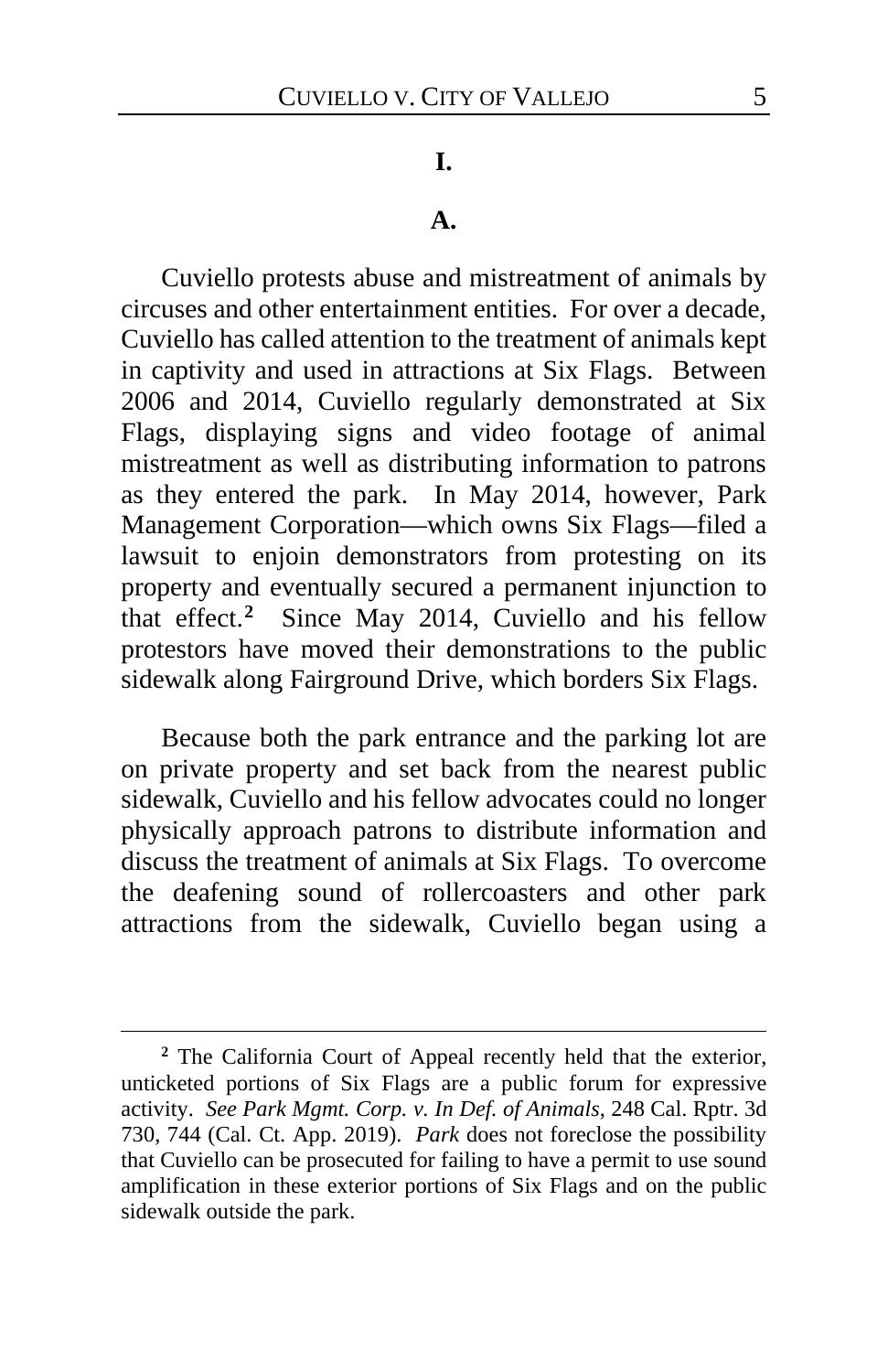## I.

### A.

Cuviello protests abuse and mistreatment of animals by circuses and other entertainment entities. For over a decade, Cuviello has called attention to the treatment of animals kept in captivity and used in attractions at Six Flags. Between 2006 and 2014, Cuviello regularly demonstrated at Six Flags, displaying signs and video footage of animal mistreatment as well as distributing information to patrons as they entered the park. In May 2014, however, Park Management Corporation—which owns Six Flags—filed a lawsuit to enjoin demonstrators from protesting on its property and eventually secured a permanent injunction to that effect.[2] Since May 2014, Cuviello and his fellow protestors have moved their demonstrations to the public sidewalk along Fairground Drive, which borders Six Flags.

Because both the park entrance and the parking lot are on private property and set back from the nearest public sidewalk, Cuviello and his fellow advocates could no longer physically approach patrons to distribute information and discuss the treatment of animals at Six Flags. To overcome the deafening sound of rollercoasters and other park attractions from the sidewalk, Cuviello began using a

---

[2] The California Court of Appeal recently held that the exterior, unticketed portions of Six Flags are a public forum for expressive activity. *See Park Mgmt. Corp. v. In Def. of Animals*, 248 Cal. Rptr. 3d 730, 744 (Cal. Ct. App. 2019). *Park* does not foreclose the possibility that Cuviello can be prosecuted for failing to have a permit to use sound amplification in these exterior portions of Six Flags and on the public sidewalk outside the park.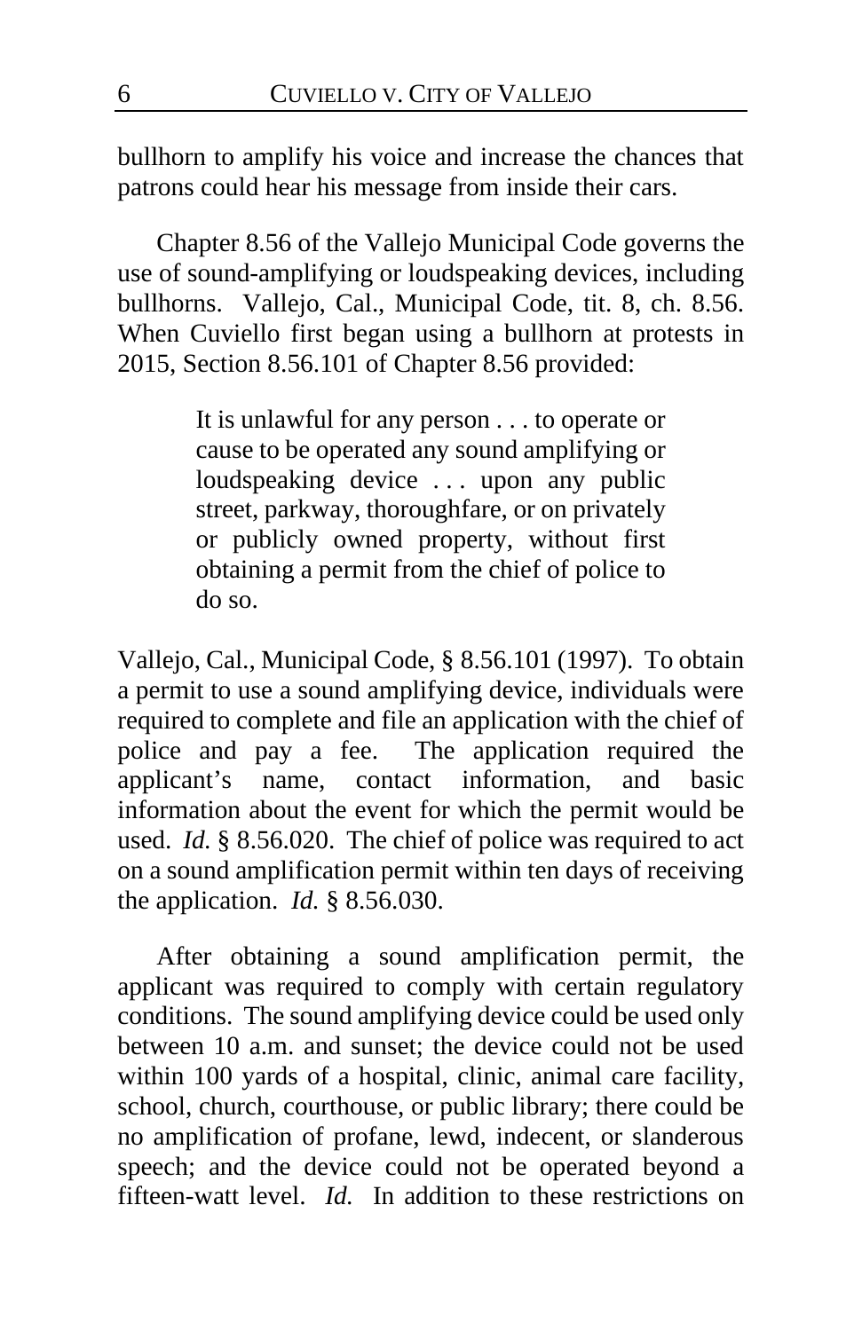bullhorn to amplify his voice and increase the chances that patrons could hear his message from inside their cars.

Chapter 8.56 of the Vallejo Municipal Code governs the use of sound-amplifying or loudspeaking devices, including bullhorns. Vallejo, Cal., Municipal Code, tit. 8, ch. 8.56. When Cuviello first began using a bullhorn at protests in 2015, Section 8.56.101 of Chapter 8.56 provided:

> It is unlawful for any person . . . to operate or cause to be operated any sound amplifying or loudspeaking device . . . upon any public street, parkway, thoroughfare, or on privately or publicly owned property, without first obtaining a permit from the chief of police to do so.

Vallejo, Cal., Municipal Code, § 8.56.101 (1997). To obtain a permit to use a sound amplifying device, individuals were required to complete and file an application with the chief of police and pay a fee. The application required the applicant's name, contact information, and basic information about the event for which the permit would be used. *Id.* § 8.56.020. The chief of police was required to act on a sound amplification permit within ten days of receiving the application. *Id.* § 8.56.030.

After obtaining a sound amplification permit, the applicant was required to comply with certain regulatory conditions. The sound amplifying device could be used only between 10 a.m. and sunset; the device could not be used within 100 yards of a hospital, clinic, animal care facility, school, church, courthouse, or public library; there could be no amplification of profane, lewd, indecent, or slanderous speech; and the device could not be operated beyond a fifteen-watt level. *Id.* In addition to these restrictions on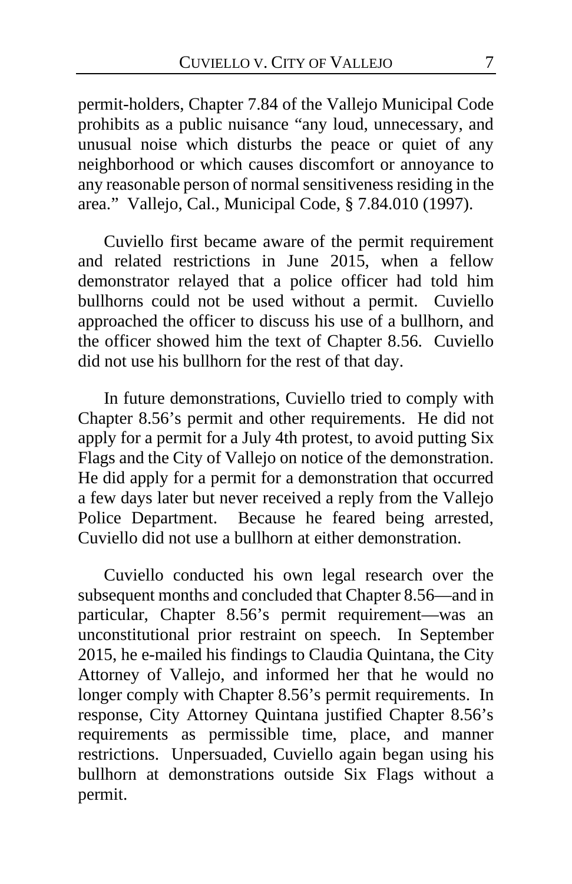permit-holders, Chapter 7.84 of the Vallejo Municipal Code prohibits as a public nuisance "any loud, unnecessary, and unusual noise which disturbs the peace or quiet of any neighborhood or which causes discomfort or annoyance to any reasonable person of normal sensitiveness residing in the area." Vallejo, Cal., Municipal Code, § 7.84.010 (1997).

Cuviello first became aware of the permit requirement and related restrictions in June 2015, when a fellow demonstrator relayed that a police officer had told him bullhorns could not be used without a permit. Cuviello approached the officer to discuss his use of a bullhorn, and the officer showed him the text of Chapter 8.56. Cuviello did not use his bullhorn for the rest of that day.

In future demonstrations, Cuviello tried to comply with Chapter 8.56's permit and other requirements. He did not apply for a permit for a July 4th protest, to avoid putting Six Flags and the City of Vallejo on notice of the demonstration. He did apply for a permit for a demonstration that occurred a few days later but never received a reply from the Vallejo Police Department. Because he feared being arrested, Cuviello did not use a bullhorn at either demonstration.

Cuviello conducted his own legal research over the subsequent months and concluded that Chapter 8.56—and in particular, Chapter 8.56's permit requirement—was an unconstitutional prior restraint on speech. In September 2015, he e-mailed his findings to Claudia Quintana, the City Attorney of Vallejo, and informed her that he would no longer comply with Chapter 8.56's permit requirements. In response, City Attorney Quintana justified Chapter 8.56's requirements as permissible time, place, and manner restrictions. Unpersuaded, Cuviello again began using his bullhorn at demonstrations outside Six Flags without a permit.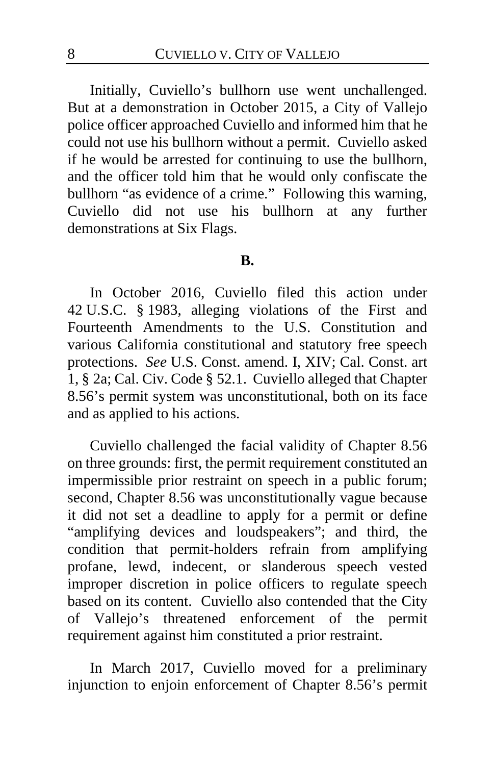Initially, Cuviello's bullhorn use went unchallenged. But at a demonstration in October 2015, a City of Vallejo police officer approached Cuviello and informed him that he could not use his bullhorn without a permit. Cuviello asked if he would be arrested for continuing to use the bullhorn, and the officer told him that he would only confiscate the bullhorn "as evidence of a crime." Following this warning, Cuviello did not use his bullhorn at any further demonstrations at Six Flags.

**B.**

In October 2016, Cuviello filed this action under 42 U.S.C. § 1983, alleging violations of the First and Fourteenth Amendments to the U.S. Constitution and various California constitutional and statutory free speech protections. *See* U.S. Const. amend. I, XIV; Cal. Const. art 1, § 2a; Cal. Civ. Code § 52.1. Cuviello alleged that Chapter 8.56's permit system was unconstitutional, both on its face and as applied to his actions.

Cuviello challenged the facial validity of Chapter 8.56 on three grounds: first, the permit requirement constituted an impermissible prior restraint on speech in a public forum; second, Chapter 8.56 was unconstitutionally vague because it did not set a deadline to apply for a permit or define "amplifying devices and loudspeakers"; and third, the condition that permit-holders refrain from amplifying profane, lewd, indecent, or slanderous speech vested improper discretion in police officers to regulate speech based on its content. Cuviello also contended that the City of Vallejo's threatened enforcement of the permit requirement against him constituted a prior restraint.

In March 2017, Cuviello moved for a preliminary injunction to enjoin enforcement of Chapter 8.56's permit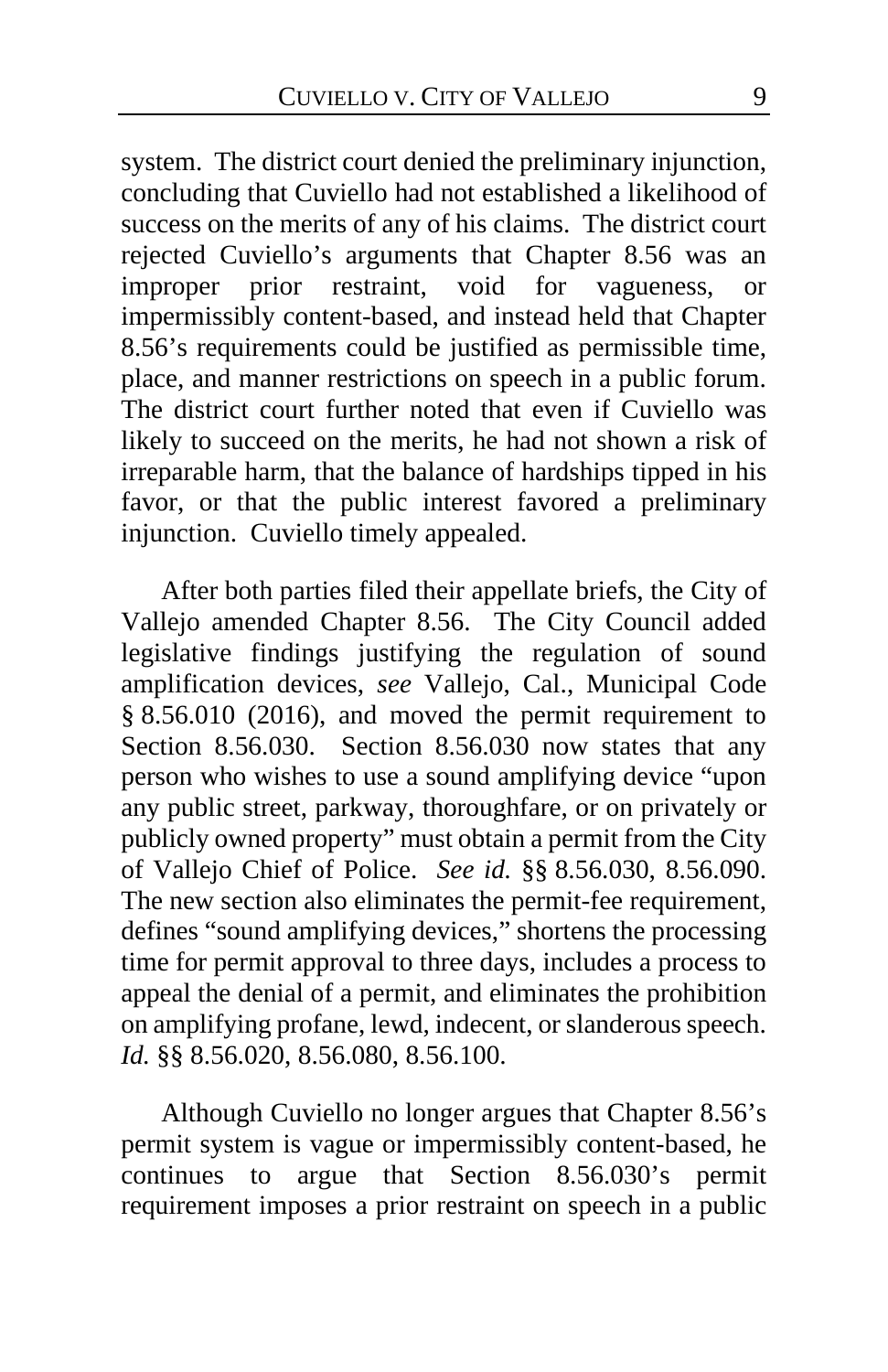system. The district court denied the preliminary injunction, concluding that Cuviello had not established a likelihood of success on the merits of any of his claims. The district court rejected Cuviello's arguments that Chapter 8.56 was an improper prior restraint, void for vagueness, or impermissibly content-based, and instead held that Chapter 8.56's requirements could be justified as permissible time, place, and manner restrictions on speech in a public forum. The district court further noted that even if Cuviello was likely to succeed on the merits, he had not shown a risk of irreparable harm, that the balance of hardships tipped in his favor, or that the public interest favored a preliminary injunction. Cuviello timely appealed.

After both parties filed their appellate briefs, the City of Vallejo amended Chapter 8.56. The City Council added legislative findings justifying the regulation of sound amplification devices, *see* Vallejo, Cal., Municipal Code § 8.56.010 (2016), and moved the permit requirement to Section 8.56.030. Section 8.56.030 now states that any person who wishes to use a sound amplifying device "upon any public street, parkway, thoroughfare, or on privately or publicly owned property" must obtain a permit from the City of Vallejo Chief of Police. *See id.* §§ 8.56.030, 8.56.090. The new section also eliminates the permit-fee requirement, defines "sound amplifying devices," shortens the processing time for permit approval to three days, includes a process to appeal the denial of a permit, and eliminates the prohibition on amplifying profane, lewd, indecent, or slanderous speech. *Id.* §§ 8.56.020, 8.56.080, 8.56.100.

Although Cuviello no longer argues that Chapter 8.56's permit system is vague or impermissibly content-based, he continues to argue that Section 8.56.030's permit requirement imposes a prior restraint on speech in a public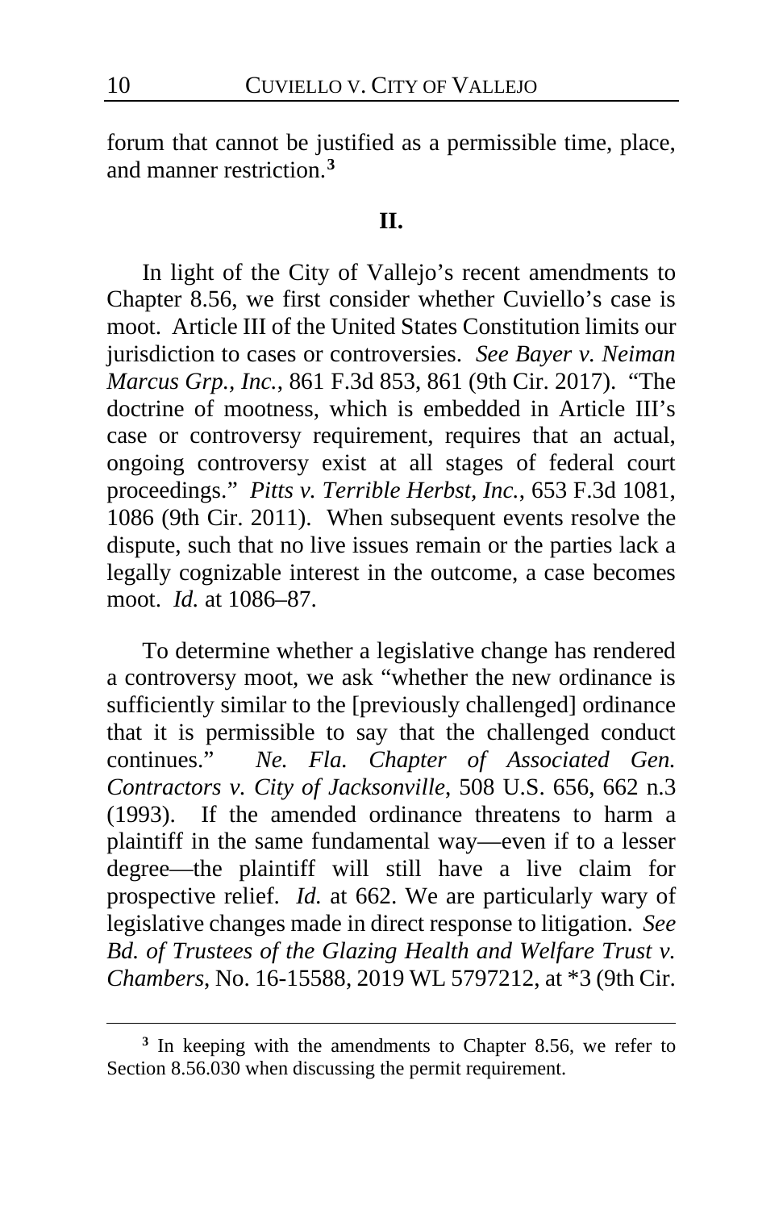forum that cannot be justified as a permissible time, place, and manner restriction.[3]

## II.

In light of the City of Vallejo's recent amendments to Chapter 8.56, we first consider whether Cuviello's case is moot. Article III of the United States Constitution limits our jurisdiction to cases or controversies. *See Bayer v. Neiman Marcus Grp., Inc.*, 861 F.3d 853, 861 (9th Cir. 2017). "The doctrine of mootness, which is embedded in Article III's case or controversy requirement, requires that an actual, ongoing controversy exist at all stages of federal court proceedings." *Pitts v. Terrible Herbst, Inc.*, 653 F.3d 1081, 1086 (9th Cir. 2011). When subsequent events resolve the dispute, such that no live issues remain or the parties lack a legally cognizable interest in the outcome, a case becomes moot. *Id.* at 1086–87.

To determine whether a legislative change has rendered a controversy moot, we ask "whether the new ordinance is sufficiently similar to the [previously challenged] ordinance that it is permissible to say that the challenged conduct continues." *Ne. Fla. Chapter of Associated Gen. Contractors v. City of Jacksonville*, 508 U.S. 656, 662 n.3 (1993). If the amended ordinance threatens to harm a plaintiff in the same fundamental way—even if to a lesser degree—the plaintiff will still have a live claim for prospective relief. *Id.* at 662. We are particularly wary of legislative changes made in direct response to litigation. *See Bd. of Trustees of the Glazing Health and Welfare Trust v. Chambers*, No. 16-15588, 2019 WL 5797212, at *3 (9th Cir.

---

[3] In keeping with the amendments to Chapter 8.56, we refer to Section 8.56.030 when discussing the permit requirement.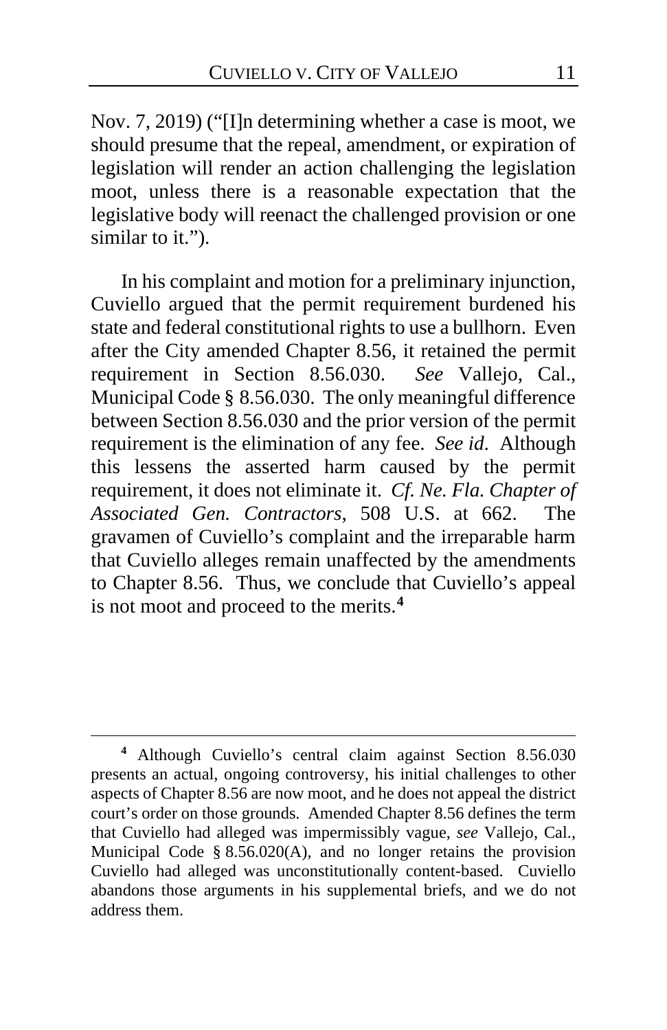Nov. 7, 2019) ("[I]n determining whether a case is moot, we should presume that the repeal, amendment, or expiration of legislation will render an action challenging the legislation moot, unless there is a reasonable expectation that the legislative body will reenact the challenged provision or one similar to it.").

In his complaint and motion for a preliminary injunction, Cuviello argued that the permit requirement burdened his state and federal constitutional rights to use a bullhorn. Even after the City amended Chapter 8.56, it retained the permit requirement in Section 8.56.030. *See* Vallejo, Cal., Municipal Code § 8.56.030. The only meaningful difference between Section 8.56.030 and the prior version of the permit requirement is the elimination of any fee. *See id*. Although this lessens the asserted harm caused by the permit requirement, it does not eliminate it. *Cf. Ne. Fla. Chapter of Associated Gen. Contractors*, 508 U.S. at 662. The gravamen of Cuviello's complaint and the irreparable harm that Cuviello alleges remain unaffected by the amendments to Chapter 8.56. Thus, we conclude that Cuviello's appeal is not moot and proceed to the merits.[4]

---

[4] Although Cuviello's central claim against Section 8.56.030 presents an actual, ongoing controversy, his initial challenges to other aspects of Chapter 8.56 are now moot, and he does not appeal the district court's order on those grounds. Amended Chapter 8.56 defines the term that Cuviello had alleged was impermissibly vague, *see* Vallejo, Cal., Municipal Code § 8.56.020(A), and no longer retains the provision Cuviello had alleged was unconstitutionally content-based. Cuviello abandons those arguments in his supplemental briefs, and we do not address them.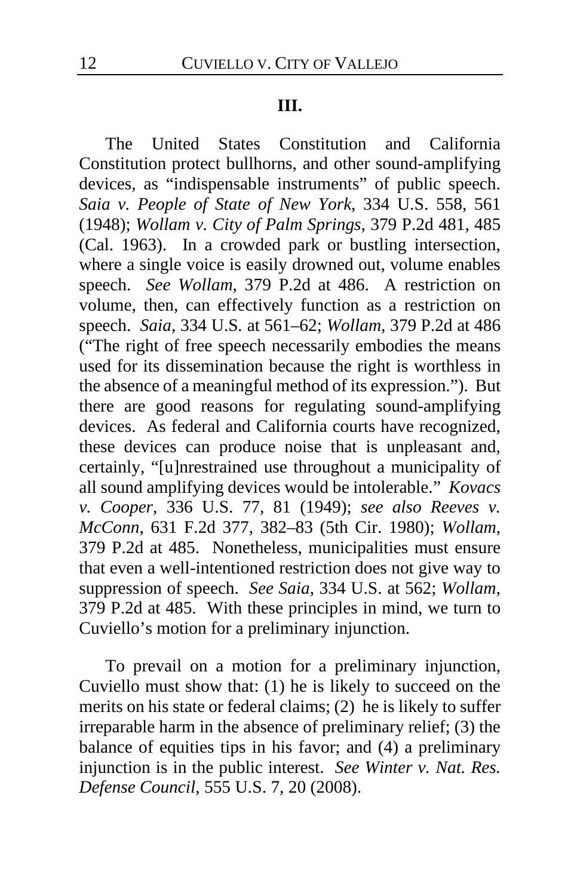## III.

The United States Constitution and California Constitution protect bullhorns, and other sound-amplifying devices, as "indispensable instruments" of public speech. *Saia v. People of State of New York*, 334 U.S. 558, 561 (1948); *Wollam v. City of Palm Springs*, 379 P.2d 481, 485 (Cal. 1963). In a crowded park or bustling intersection, where a single voice is easily drowned out, volume enables speech. *See Wollam*, 379 P.2d at 486. A restriction on volume, then, can effectively function as a restriction on speech. *Saia*, 334 U.S. at 561–62; *Wollam*, 379 P.2d at 486 ("The right of free speech necessarily embodies the means used for its dissemination because the right is worthless in the absence of a meaningful method of its expression."). But there are good reasons for regulating sound-amplifying devices. As federal and California courts have recognized, these devices can produce noise that is unpleasant and, certainly, "[u]nrestrained use throughout a municipality of all sound amplifying devices would be intolerable." *Kovacs v. Cooper*, 336 U.S. 77, 81 (1949); *see also Reeves v. McConn*, 631 F.2d 377, 382–83 (5th Cir. 1980); *Wollam*, 379 P.2d at 485. Nonetheless, municipalities must ensure that even a well-intentioned restriction does not give way to suppression of speech. *See Saia*, 334 U.S. at 562; *Wollam*, 379 P.2d at 485. With these principles in mind, we turn to Cuviello's motion for a preliminary injunction.

To prevail on a motion for a preliminary injunction, Cuviello must show that: (1) he is likely to succeed on the merits on his state or federal claims; (2) he is likely to suffer irreparable harm in the absence of preliminary relief; (3) the balance of equities tips in his favor; and (4) a preliminary injunction is in the public interest. *See Winter v. Nat. Res. Defense Council*, 555 U.S. 7, 20 (2008).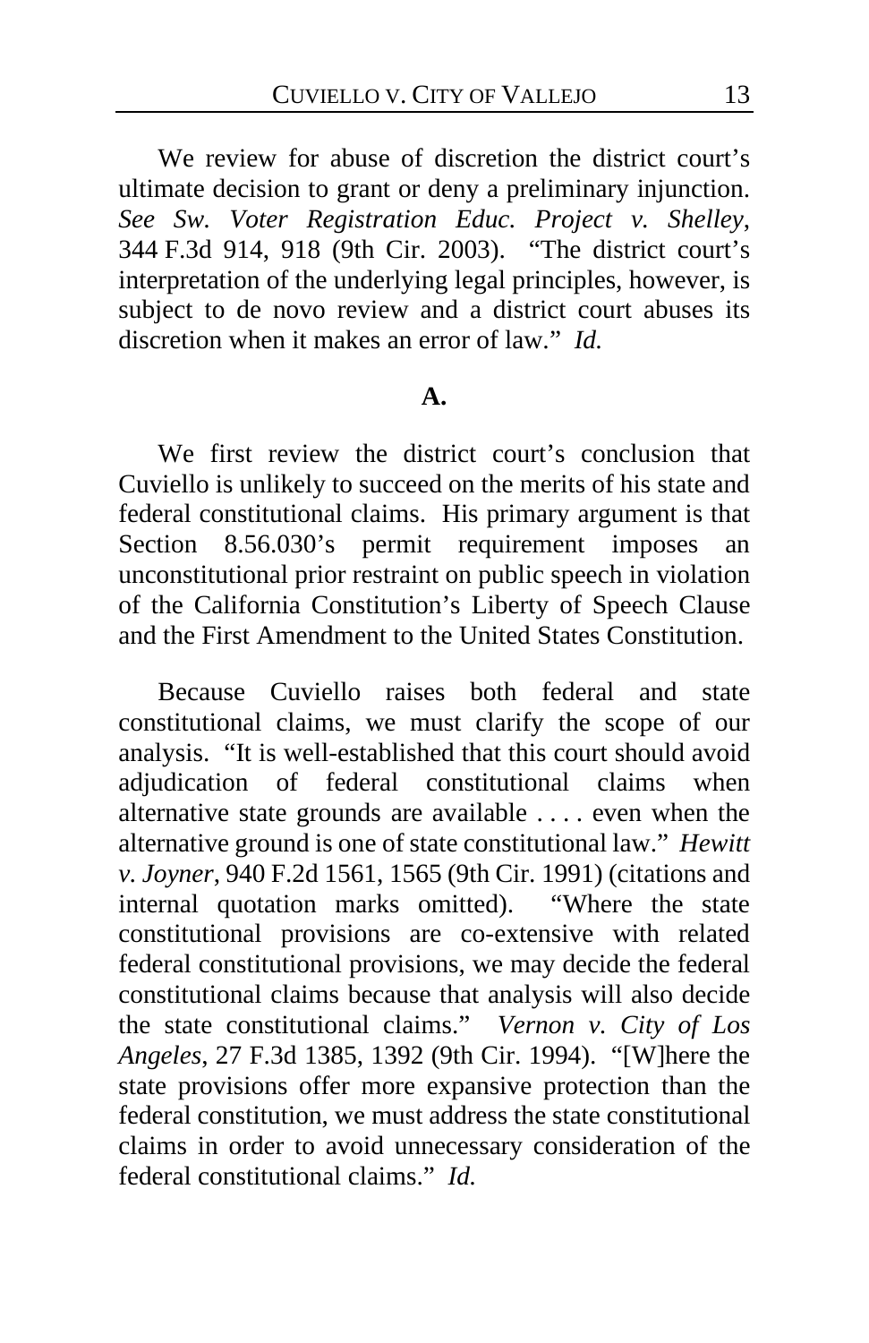We review for abuse of discretion the district court's ultimate decision to grant or deny a preliminary injunction. *See Sw. Voter Registration Educ. Project v. Shelley*, 344 F.3d 914, 918 (9th Cir. 2003). "The district court's interpretation of the underlying legal principles, however, is subject to de novo review and a district court abuses its discretion when it makes an error of law." *Id.*

**A.**

We first review the district court's conclusion that Cuviello is unlikely to succeed on the merits of his state and federal constitutional claims. His primary argument is that Section 8.56.030's permit requirement imposes an unconstitutional prior restraint on public speech in violation of the California Constitution's Liberty of Speech Clause and the First Amendment to the United States Constitution.

Because Cuviello raises both federal and state constitutional claims, we must clarify the scope of our analysis. "It is well-established that this court should avoid adjudication of federal constitutional claims when alternative state grounds are available . . . . even when the alternative ground is one of state constitutional law." *Hewitt v. Joyner*, 940 F.2d 1561, 1565 (9th Cir. 1991) (citations and internal quotation marks omitted). "Where the state constitutional provisions are co-extensive with related federal constitutional provisions, we may decide the federal constitutional claims because that analysis will also decide the state constitutional claims." *Vernon v. City of Los Angeles*, 27 F.3d 1385, 1392 (9th Cir. 1994). "[W]here the state provisions offer more expansive protection than the federal constitution, we must address the state constitutional claims in order to avoid unnecessary consideration of the federal constitutional claims." *Id.*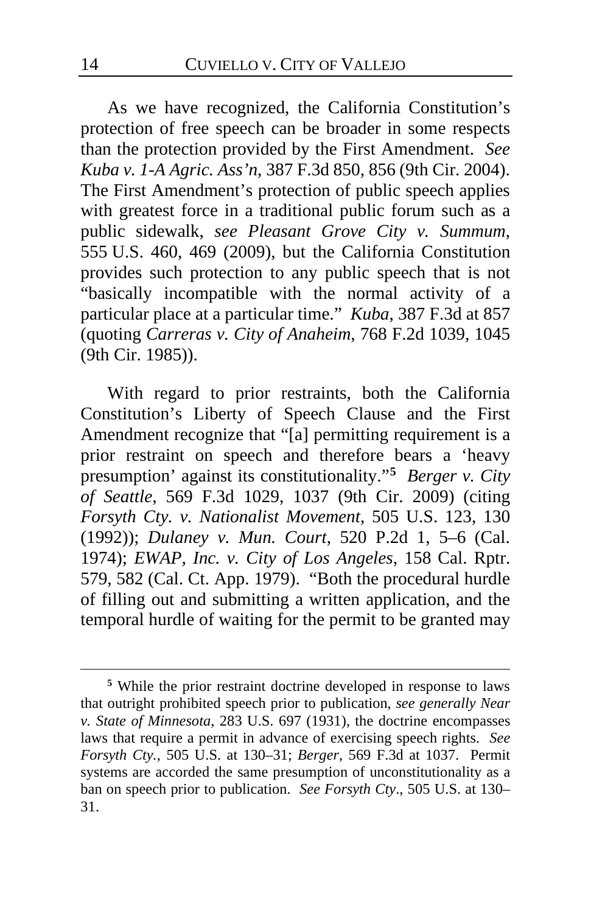As we have recognized, the California Constitution's protection of free speech can be broader in some respects than the protection provided by the First Amendment. *See Kuba v. 1-A Agric. Ass'n*, 387 F.3d 850, 856 (9th Cir. 2004). The First Amendment's protection of public speech applies with greatest force in a traditional public forum such as a public sidewalk, *see Pleasant Grove City v. Summum*, 555 U.S. 460, 469 (2009), but the California Constitution provides such protection to any public speech that is not "basically incompatible with the normal activity of a particular place at a particular time." *Kuba*, 387 F.3d at 857 (quoting *Carreras v. City of Anaheim*, 768 F.2d 1039, 1045 (9th Cir. 1985)).

With regard to prior restraints, both the California Constitution's Liberty of Speech Clause and the First Amendment recognize that "[a] permitting requirement is a prior restraint on speech and therefore bears a 'heavy presumption' against its constitutionality."[5] *Berger v. City of Seattle*, 569 F.3d 1029, 1037 (9th Cir. 2009) (citing *Forsyth Cty. v. Nationalist Movement*, 505 U.S. 123, 130 (1992)); *Dulaney v. Mun. Court*, 520 P.2d 1, 5–6 (Cal. 1974); *EWAP, Inc. v. City of Los Angeles*, 158 Cal. Rptr. 579, 582 (Cal. Ct. App. 1979). "Both the procedural hurdle of filling out and submitting a written application, and the temporal hurdle of waiting for the permit to be granted may

[5] While the prior restraint doctrine developed in response to laws that outright prohibited speech prior to publication, *see generally Near v. State of Minnesota*, 283 U.S. 697 (1931), the doctrine encompasses laws that require a permit in advance of exercising speech rights. *See Forsyth Cty.*, 505 U.S. at 130–31; *Berger*, 569 F.3d at 1037. Permit systems are accorded the same presumption of unconstitutionality as a ban on speech prior to publication. *See Forsyth Cty*., 505 U.S. at 130–31.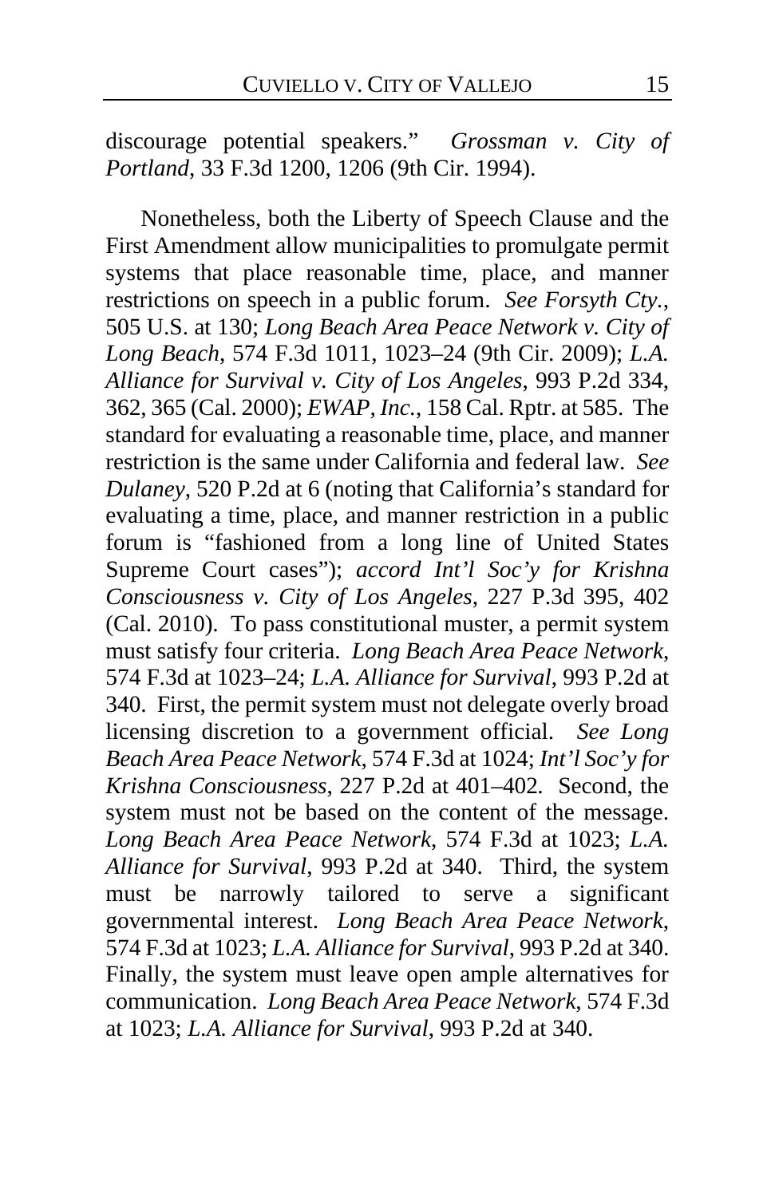discourage potential speakers." *Grossman v. City of Portland*, 33 F.3d 1200, 1206 (9th Cir. 1994).

Nonetheless, both the Liberty of Speech Clause and the First Amendment allow municipalities to promulgate permit systems that place reasonable time, place, and manner restrictions on speech in a public forum. *See Forsyth Cty.*, 505 U.S. at 130; *Long Beach Area Peace Network v. City of Long Beach*, 574 F.3d 1011, 1023–24 (9th Cir. 2009); *L.A. Alliance for Survival v. City of Los Angeles*, 993 P.2d 334, 362, 365 (Cal. 2000); *EWAP, Inc.*, 158 Cal. Rptr. at 585. The standard for evaluating a reasonable time, place, and manner restriction is the same under California and federal law. *See Dulaney*, 520 P.2d at 6 (noting that California's standard for evaluating a time, place, and manner restriction in a public forum is "fashioned from a long line of United States Supreme Court cases"); *accord Int'l Soc'y for Krishna Consciousness v. City of Los Angeles*, 227 P.3d 395, 402 (Cal. 2010). To pass constitutional muster, a permit system must satisfy four criteria. *Long Beach Area Peace Network*, 574 F.3d at 1023–24; *L.A. Alliance for Survival*, 993 P.2d at 340. First, the permit system must not delegate overly broad licensing discretion to a government official. *See Long Beach Area Peace Network*, 574 F.3d at 1024; *Int'l Soc'y for Krishna Consciousness*, 227 P.2d at 401–402. Second, the system must not be based on the content of the message. *Long Beach Area Peace Network*, 574 F.3d at 1023; *L.A. Alliance for Survival*, 993 P.2d at 340. Third, the system must be narrowly tailored to serve a significant governmental interest. *Long Beach Area Peace Network*, 574 F.3d at 1023; *L.A. Alliance for Survival*, 993 P.2d at 340. Finally, the system must leave open ample alternatives for communication. *Long Beach Area Peace Network*, 574 F.3d at 1023; *L.A. Alliance for Survival*, 993 P.2d at 340.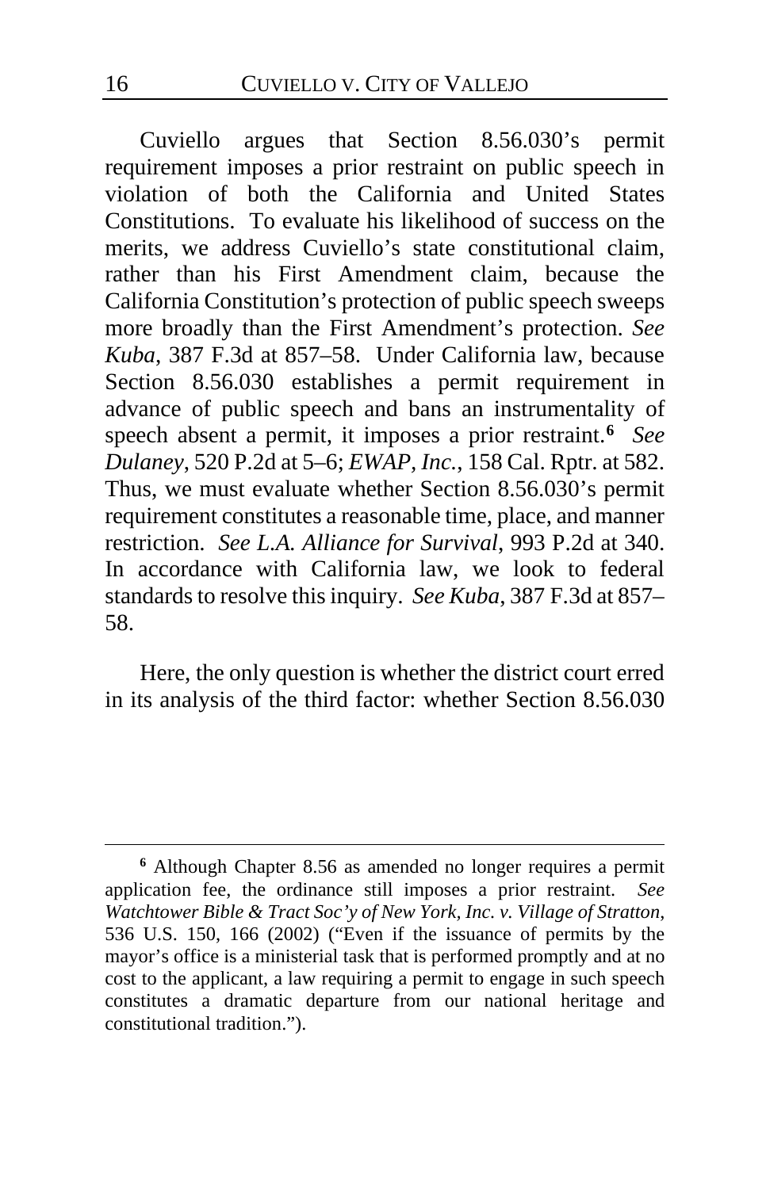Cuviello argues that Section 8.56.030's permit requirement imposes a prior restraint on public speech in violation of both the California and United States Constitutions. To evaluate his likelihood of success on the merits, we address Cuviello's state constitutional claim, rather than his First Amendment claim, because the California Constitution's protection of public speech sweeps more broadly than the First Amendment's protection. *See Kuba*, 387 F.3d at 857–58. Under California law, because Section 8.56.030 establishes a permit requirement in advance of public speech and bans an instrumentality of speech absent a permit, it imposes a prior restraint.[6] *See Dulaney*, 520 P.2d at 5–6; *EWAP, Inc.*, 158 Cal. Rptr. at 582. Thus, we must evaluate whether Section 8.56.030's permit requirement constitutes a reasonable time, place, and manner restriction. *See L.A. Alliance for Survival*, 993 P.2d at 340. In accordance with California law, we look to federal standards to resolve this inquiry. *See Kuba*, 387 F.3d at 857–58.

Here, the only question is whether the district court erred in its analysis of the third factor: whether Section 8.56.030

---

[6] Although Chapter 8.56 as amended no longer requires a permit application fee, the ordinance still imposes a prior restraint. *See Watchtower Bible & Tract Soc'y of New York, Inc. v. Village of Stratton*, 536 U.S. 150, 166 (2002) ("Even if the issuance of permits by the mayor's office is a ministerial task that is performed promptly and at no cost to the applicant, a law requiring a permit to engage in such speech constitutes a dramatic departure from our national heritage and constitutional tradition.").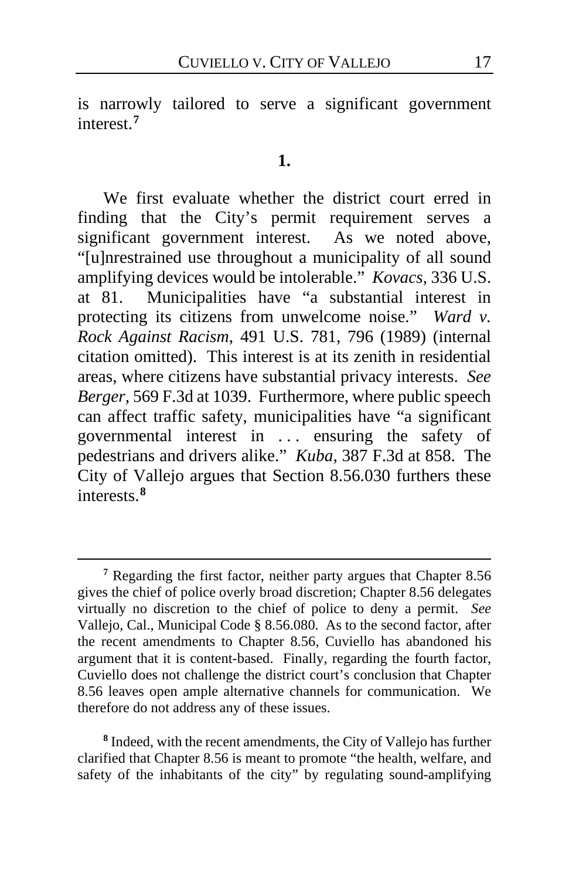is narrowly tailored to serve a significant government interest.[7]

**1.**

We first evaluate whether the district court erred in finding that the City's permit requirement serves a significant government interest. As we noted above, "[u]nrestrained use throughout a municipality of all sound amplifying devices would be intolerable." *Kovacs*, 336 U.S. at 81. Municipalities have "a substantial interest in protecting its citizens from unwelcome noise." *Ward v. Rock Against Racism*, 491 U.S. 781, 796 (1989) (internal citation omitted). This interest is at its zenith in residential areas, where citizens have substantial privacy interests. *See Berger*, 569 F.3d at 1039. Furthermore, where public speech can affect traffic safety, municipalities have "a significant governmental interest in . . . ensuring the safety of pedestrians and drivers alike." *Kuba*, 387 F.3d at 858. The City of Vallejo argues that Section 8.56.030 furthers these interests.[8]

---

[7] Regarding the first factor, neither party argues that Chapter 8.56 gives the chief of police overly broad discretion; Chapter 8.56 delegates virtually no discretion to the chief of police to deny a permit. *See* Vallejo, Cal., Municipal Code § 8.56.080. As to the second factor, after the recent amendments to Chapter 8.56, Cuviello has abandoned his argument that it is content-based. Finally, regarding the fourth factor, Cuviello does not challenge the district court's conclusion that Chapter 8.56 leaves open ample alternative channels for communication. We therefore do not address any of these issues.

[8] Indeed, with the recent amendments, the City of Vallejo has further clarified that Chapter 8.56 is meant to promote "the health, welfare, and safety of the inhabitants of the city" by regulating sound-amplifying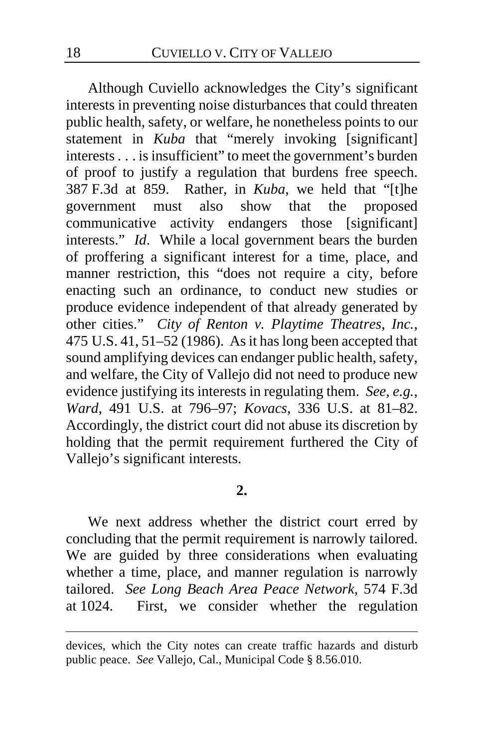Although Cuviello acknowledges the City's significant interests in preventing noise disturbances that could threaten public health, safety, or welfare, he nonetheless points to our statement in *Kuba* that "merely invoking [significant] interests . . . is insufficient" to meet the government's burden of proof to justify a regulation that burdens free speech. 387 F.3d at 859. Rather, in *Kuba*, we held that "[t]he government must also show that the proposed communicative activity endangers those [significant] interests." *Id*. While a local government bears the burden of proffering a significant interest for a time, place, and manner restriction, this "does not require a city, before enacting such an ordinance, to conduct new studies or produce evidence independent of that already generated by other cities." *City of Renton v. Playtime Theatres, Inc.*, 475 U.S. 41, 51–52 (1986). As it has long been accepted that sound amplifying devices can endanger public health, safety, and welfare, the City of Vallejo did not need to produce new evidence justifying its interests in regulating them. *See, e.g.*, *Ward*, 491 U.S. at 796–97; *Kovacs*, 336 U.S. at 81–82. Accordingly, the district court did not abuse its discretion by holding that the permit requirement furthered the City of Vallejo's significant interests.

**2.**

We next address whether the district court erred by concluding that the permit requirement is narrowly tailored. We are guided by three considerations when evaluating whether a time, place, and manner regulation is narrowly tailored. *See Long Beach Area Peace Network*, 574 F.3d at 1024. First, we consider whether the regulation

devices, which the City notes can create traffic hazards and disturb public peace. *See* Vallejo, Cal., Municipal Code § 8.56.010.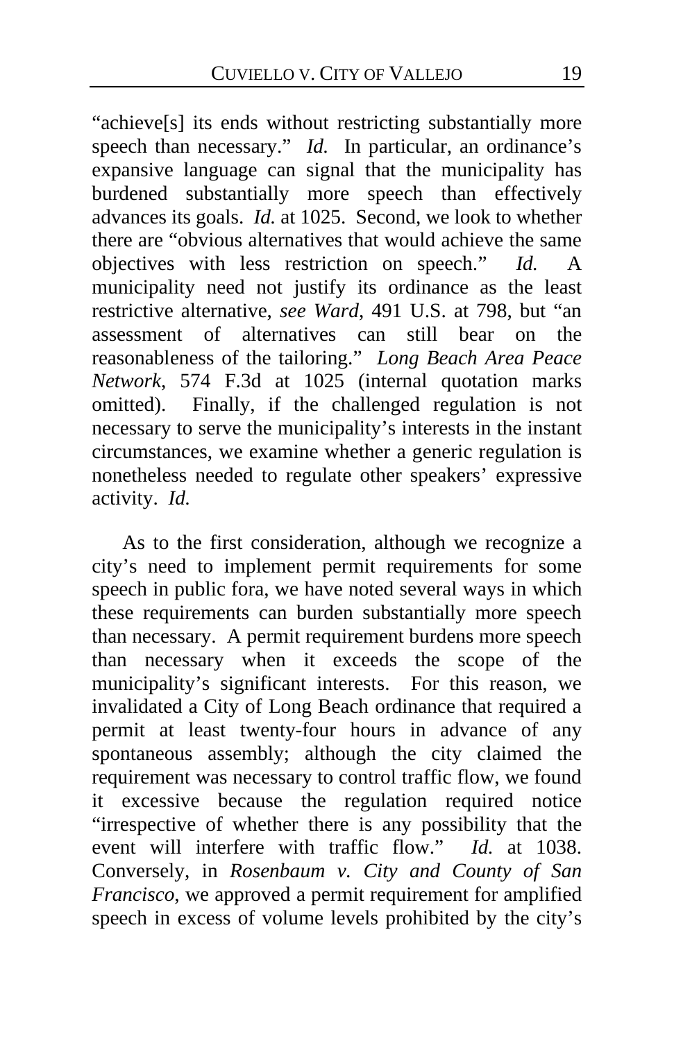"achieve[s] its ends without restricting substantially more speech than necessary." *Id.* In particular, an ordinance's expansive language can signal that the municipality has burdened substantially more speech than effectively advances its goals. *Id.* at 1025. Second, we look to whether there are "obvious alternatives that would achieve the same objectives with less restriction on speech." *Id.* A municipality need not justify its ordinance as the least restrictive alternative, *see Ward*, 491 U.S. at 798, but "an assessment of alternatives can still bear on the reasonableness of the tailoring." *Long Beach Area Peace Network*, 574 F.3d at 1025 (internal quotation marks omitted). Finally, if the challenged regulation is not necessary to serve the municipality's interests in the instant circumstances, we examine whether a generic regulation is nonetheless needed to regulate other speakers' expressive activity. *Id.*

As to the first consideration, although we recognize a city's need to implement permit requirements for some speech in public fora, we have noted several ways in which these requirements can burden substantially more speech than necessary. A permit requirement burdens more speech than necessary when it exceeds the scope of the municipality's significant interests. For this reason, we invalidated a City of Long Beach ordinance that required a permit at least twenty-four hours in advance of any spontaneous assembly; although the city claimed the requirement was necessary to control traffic flow, we found it excessive because the regulation required notice "irrespective of whether there is any possibility that the event will interfere with traffic flow." *Id.* at 1038. Conversely, in *Rosenbaum v. City and County of San Francisco*, we approved a permit requirement for amplified speech in excess of volume levels prohibited by the city's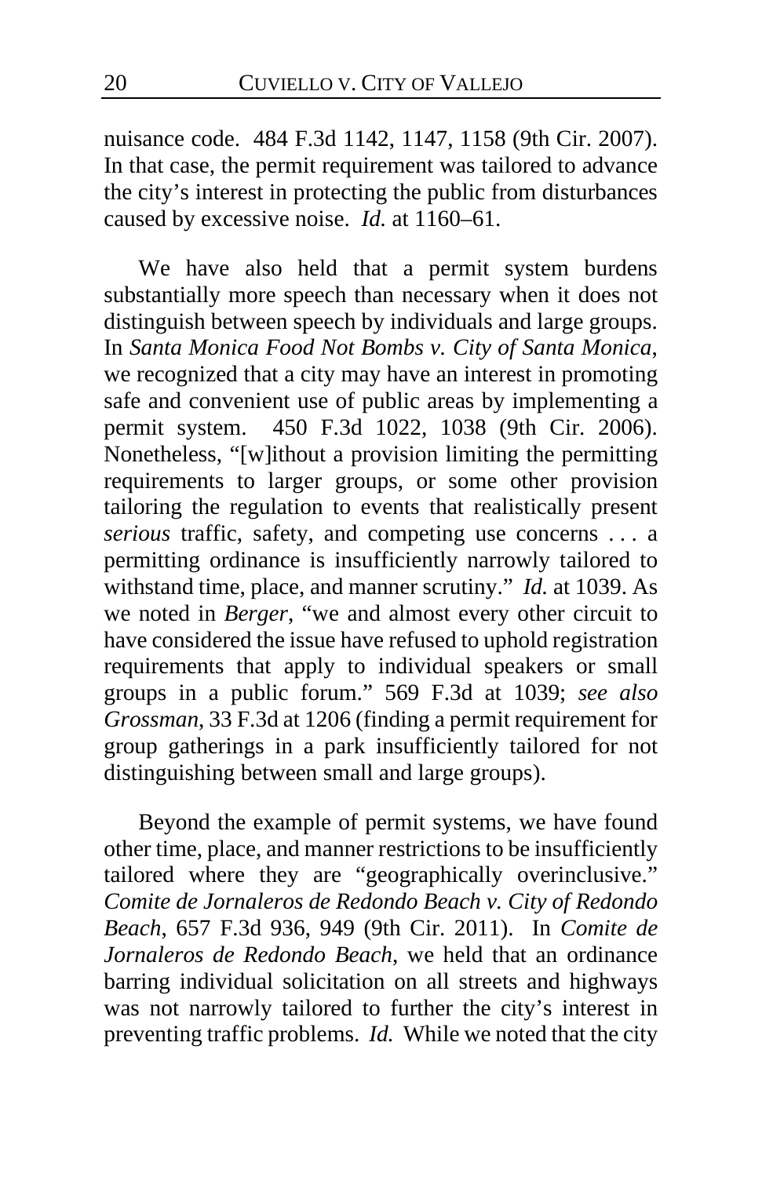nuisance code. 484 F.3d 1142, 1147, 1158 (9th Cir. 2007). In that case, the permit requirement was tailored to advance the city's interest in protecting the public from disturbances caused by excessive noise. *Id.* at 1160–61.

We have also held that a permit system burdens substantially more speech than necessary when it does not distinguish between speech by individuals and large groups. In *Santa Monica Food Not Bombs v. City of Santa Monica*, we recognized that a city may have an interest in promoting safe and convenient use of public areas by implementing a permit system. 450 F.3d 1022, 1038 (9th Cir. 2006). Nonetheless, "[w]ithout a provision limiting the permitting requirements to larger groups, or some other provision tailoring the regulation to events that realistically present *serious* traffic, safety, and competing use concerns . . . a permitting ordinance is insufficiently narrowly tailored to withstand time, place, and manner scrutiny." *Id.* at 1039. As we noted in *Berger*, "we and almost every other circuit to have considered the issue have refused to uphold registration requirements that apply to individual speakers or small groups in a public forum." 569 F.3d at 1039; *see also Grossman*, 33 F.3d at 1206 (finding a permit requirement for group gatherings in a park insufficiently tailored for not distinguishing between small and large groups).

Beyond the example of permit systems, we have found other time, place, and manner restrictions to be insufficiently tailored where they are "geographically overinclusive." *Comite de Jornaleros de Redondo Beach v. City of Redondo Beach*, 657 F.3d 936, 949 (9th Cir. 2011). In *Comite de Jornaleros de Redondo Beach*, we held that an ordinance barring individual solicitation on all streets and highways was not narrowly tailored to further the city's interest in preventing traffic problems. *Id.* While we noted that the city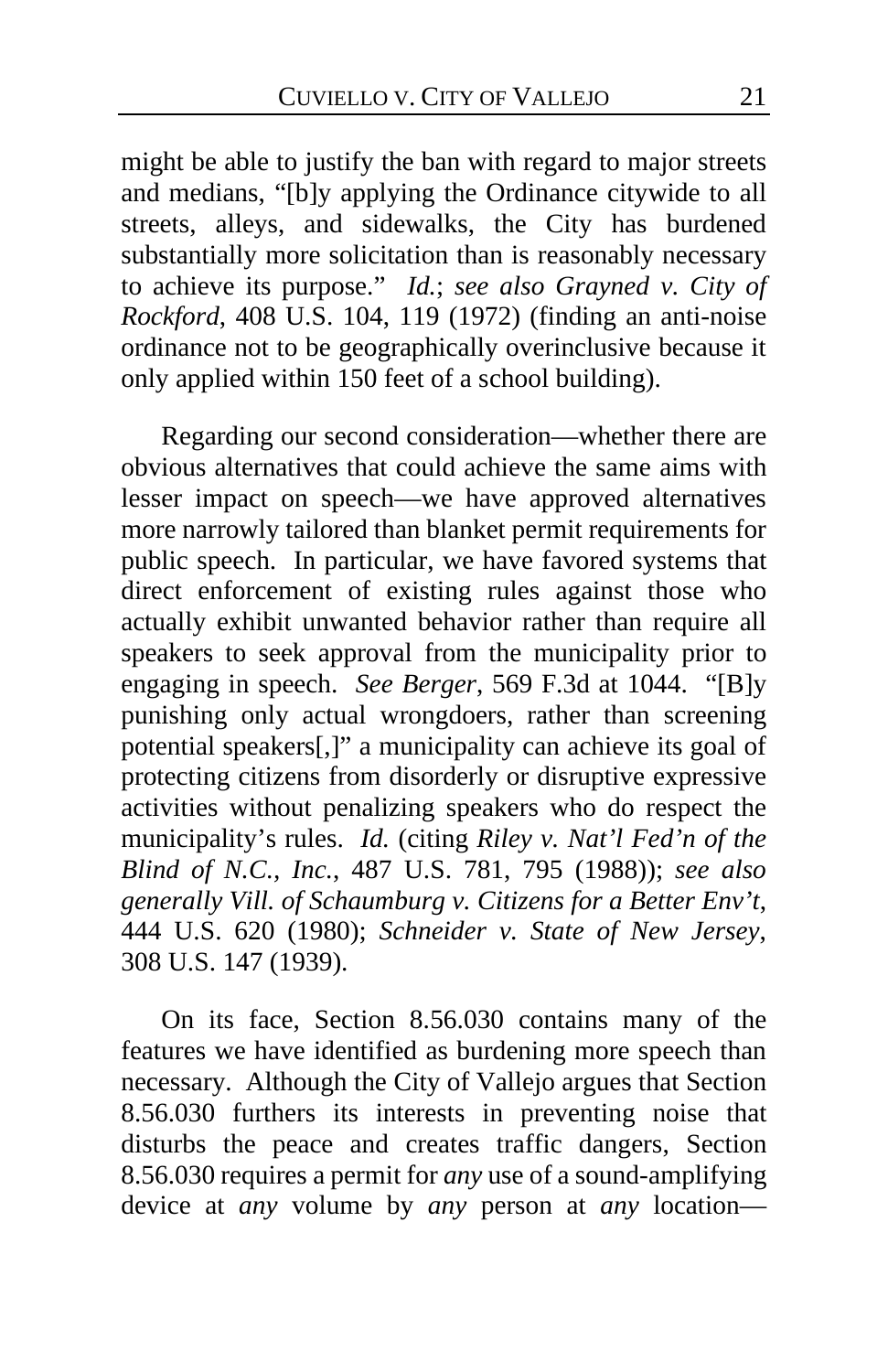might be able to justify the ban with regard to major streets and medians, "[b]y applying the Ordinance citywide to all streets, alleys, and sidewalks, the City has burdened substantially more solicitation than is reasonably necessary to achieve its purpose." *Id.*; *see also Grayned v. City of Rockford*, 408 U.S. 104, 119 (1972) (finding an anti-noise ordinance not to be geographically overinclusive because it only applied within 150 feet of a school building).

Regarding our second consideration—whether there are obvious alternatives that could achieve the same aims with lesser impact on speech—we have approved alternatives more narrowly tailored than blanket permit requirements for public speech. In particular, we have favored systems that direct enforcement of existing rules against those who actually exhibit unwanted behavior rather than require all speakers to seek approval from the municipality prior to engaging in speech. *See Berger*, 569 F.3d at 1044. "[B]y punishing only actual wrongdoers, rather than screening potential speakers[,]" a municipality can achieve its goal of protecting citizens from disorderly or disruptive expressive activities without penalizing speakers who do respect the municipality's rules. *Id.* (citing *Riley v. Nat'l Fed'n of the Blind of N.C., Inc.*, 487 U.S. 781, 795 (1988)); *see also generally Vill. of Schaumburg v. Citizens for a Better Env't*, 444 U.S. 620 (1980); *Schneider v. State of New Jersey*, 308 U.S. 147 (1939).

On its face, Section 8.56.030 contains many of the features we have identified as burdening more speech than necessary. Although the City of Vallejo argues that Section 8.56.030 furthers its interests in preventing noise that disturbs the peace and creates traffic dangers, Section 8.56.030 requires a permit for *any* use of a sound-amplifying device at *any* volume by *any* person at *any* location—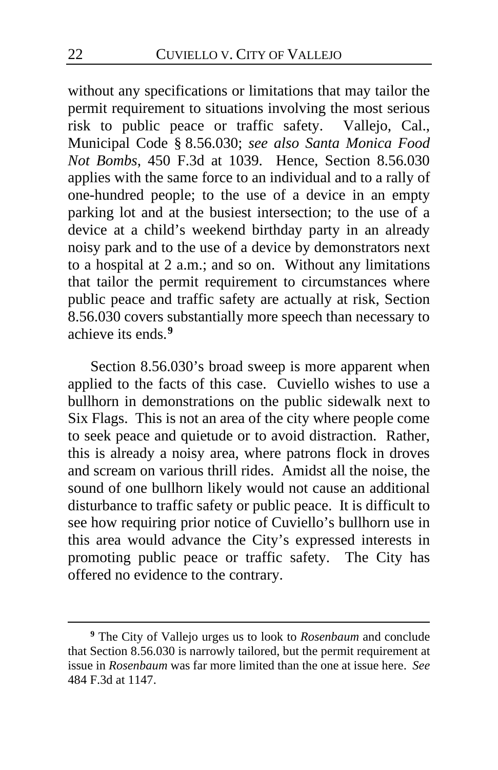without any specifications or limitations that may tailor the permit requirement to situations involving the most serious risk to public peace or traffic safety. Vallejo, Cal., Municipal Code § 8.56.030; *see also Santa Monica Food Not Bombs*, 450 F.3d at 1039. Hence, Section 8.56.030 applies with the same force to an individual and to a rally of one-hundred people; to the use of a device in an empty parking lot and at the busiest intersection; to the use of a device at a child's weekend birthday party in an already noisy park and to the use of a device by demonstrators next to a hospital at 2 a.m.; and so on. Without any limitations that tailor the permit requirement to circumstances where public peace and traffic safety are actually at risk, Section 8.56.030 covers substantially more speech than necessary to achieve its ends.[9]

Section 8.56.030's broad sweep is more apparent when applied to the facts of this case. Cuviello wishes to use a bullhorn in demonstrations on the public sidewalk next to Six Flags. This is not an area of the city where people come to seek peace and quietude or to avoid distraction. Rather, this is already a noisy area, where patrons flock in droves and scream on various thrill rides. Amidst all the noise, the sound of one bullhorn likely would not cause an additional disturbance to traffic safety or public peace. It is difficult to see how requiring prior notice of Cuviello's bullhorn use in this area would advance the City's expressed interests in promoting public peace or traffic safety. The City has offered no evidence to the contrary.

---

[9] The City of Vallejo urges us to look to *Rosenbaum* and conclude that Section 8.56.030 is narrowly tailored, but the permit requirement at issue in *Rosenbaum* was far more limited than the one at issue here. *See* 484 F.3d at 1147.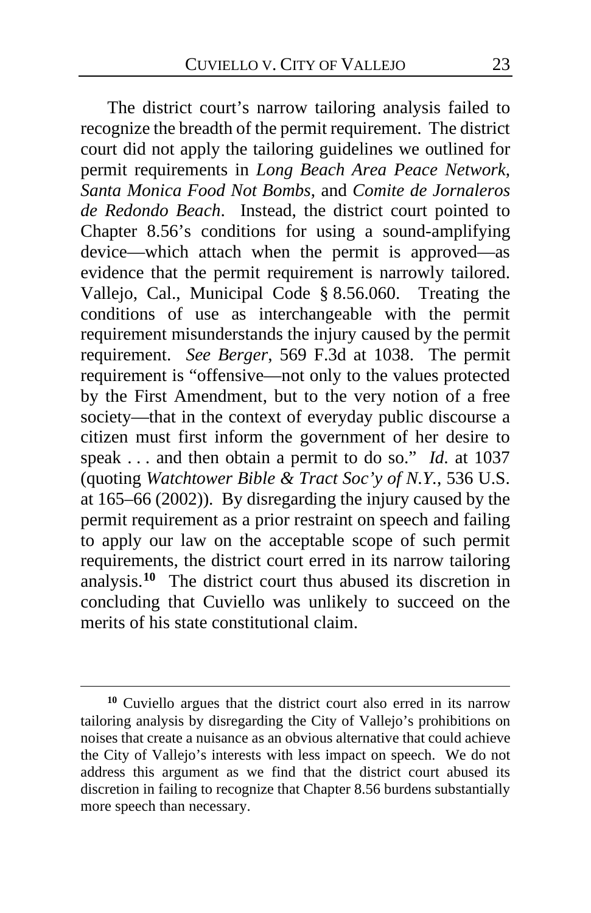The district court's narrow tailoring analysis failed to recognize the breadth of the permit requirement. The district court did not apply the tailoring guidelines we outlined for permit requirements in *Long Beach Area Peace Network*, *Santa Monica Food Not Bombs*, and *Comite de Jornaleros de Redondo Beach*. Instead, the district court pointed to Chapter 8.56's conditions for using a sound-amplifying device—which attach when the permit is approved—as evidence that the permit requirement is narrowly tailored. Vallejo, Cal., Municipal Code § 8.56.060. Treating the conditions of use as interchangeable with the permit requirement misunderstands the injury caused by the permit requirement. *See Berger*, 569 F.3d at 1038. The permit requirement is "offensive—not only to the values protected by the First Amendment, but to the very notion of a free society—that in the context of everyday public discourse a citizen must first inform the government of her desire to speak . . . and then obtain a permit to do so." *Id.* at 1037 (quoting *Watchtower Bible & Tract Soc'y of N.Y.*, 536 U.S. at 165–66 (2002)). By disregarding the injury caused by the permit requirement as a prior restraint on speech and failing to apply our law on the acceptable scope of such permit requirements, the district court erred in its narrow tailoring analysis.[10] The district court thus abused its discretion in concluding that Cuviello was unlikely to succeed on the merits of his state constitutional claim.

---

[10] Cuviello argues that the district court also erred in its narrow tailoring analysis by disregarding the City of Vallejo's prohibitions on noises that create a nuisance as an obvious alternative that could achieve the City of Vallejo's interests with less impact on speech. We do not address this argument as we find that the district court abused its discretion in failing to recognize that Chapter 8.56 burdens substantially more speech than necessary.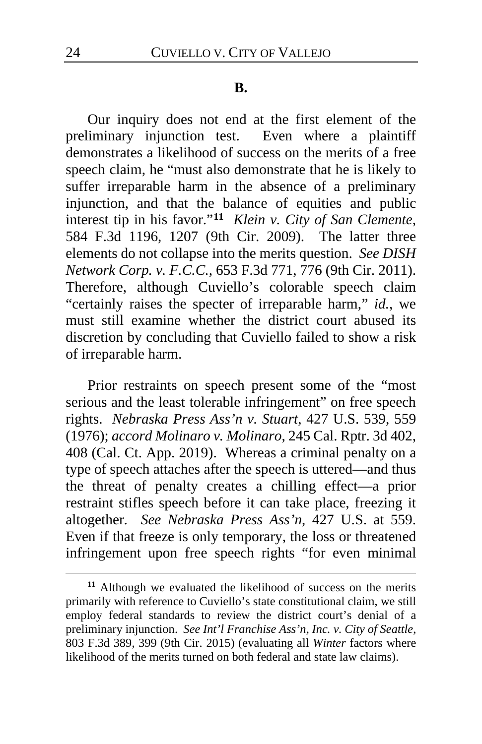## B.

Our inquiry does not end at the first element of the preliminary injunction test. Even where a plaintiff demonstrates a likelihood of success on the merits of a free speech claim, he "must also demonstrate that he is likely to suffer irreparable harm in the absence of a preliminary injunction, and that the balance of equities and public interest tip in his favor."[11] *Klein v. City of San Clemente*, 584 F.3d 1196, 1207 (9th Cir. 2009). The latter three elements do not collapse into the merits question. *See DISH Network Corp. v. F.C.C.*, 653 F.3d 771, 776 (9th Cir. 2011). Therefore, although Cuviello's colorable speech claim "certainly raises the specter of irreparable harm," *id.*, we must still examine whether the district court abused its discretion by concluding that Cuviello failed to show a risk of irreparable harm.

Prior restraints on speech present some of the "most serious and the least tolerable infringement" on free speech rights. *Nebraska Press Ass'n v. Stuart*, 427 U.S. 539, 559 (1976); *accord Molinaro v. Molinaro*, 245 Cal. Rptr. 3d 402, 408 (Cal. Ct. App. 2019). Whereas a criminal penalty on a type of speech attaches after the speech is uttered—and thus the threat of penalty creates a chilling effect—a prior restraint stifles speech before it can take place, freezing it altogether. *See Nebraska Press Ass'n*, 427 U.S. at 559. Even if that freeze is only temporary, the loss or threatened infringement upon free speech rights "for even minimal

---

[11] Although we evaluated the likelihood of success on the merits primarily with reference to Cuviello's state constitutional claim, we still employ federal standards to review the district court's denial of a preliminary injunction. *See Int'l Franchise Ass'n, Inc. v. City of Seattle*, 803 F.3d 389, 399 (9th Cir. 2015) (evaluating all *Winter* factors where likelihood of the merits turned on both federal and state law claims).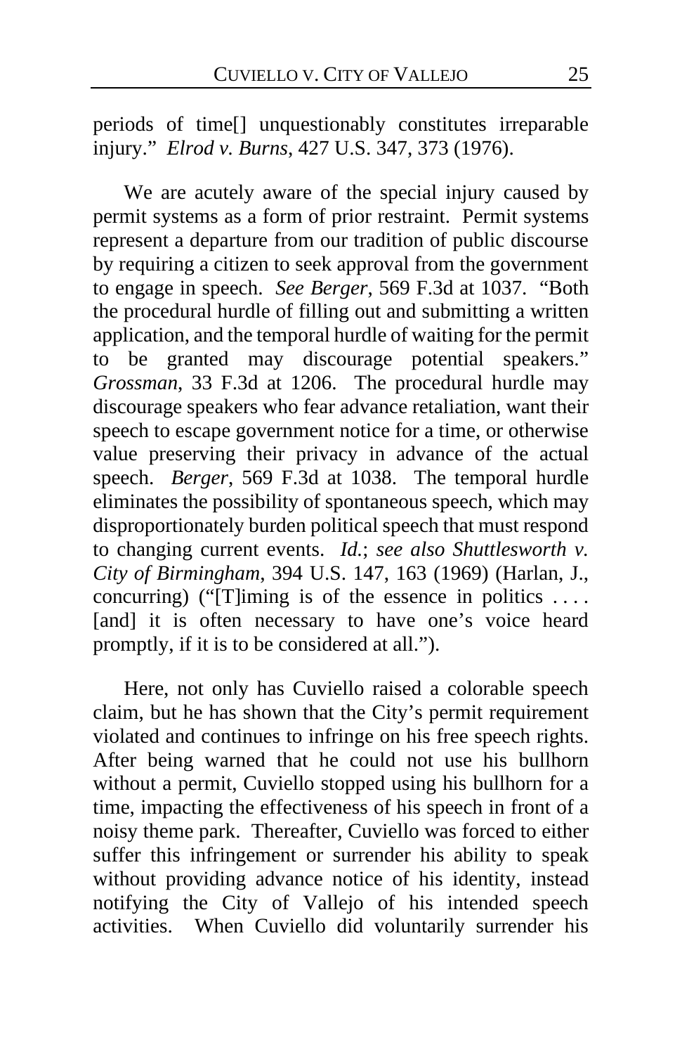periods of time[] unquestionably constitutes irreparable injury." *Elrod v. Burns*, 427 U.S. 347, 373 (1976).

We are acutely aware of the special injury caused by permit systems as a form of prior restraint. Permit systems represent a departure from our tradition of public discourse by requiring a citizen to seek approval from the government to engage in speech. *See Berger*, 569 F.3d at 1037. "Both the procedural hurdle of filling out and submitting a written application, and the temporal hurdle of waiting for the permit to be granted may discourage potential speakers." *Grossman*, 33 F.3d at 1206. The procedural hurdle may discourage speakers who fear advance retaliation, want their speech to escape government notice for a time, or otherwise value preserving their privacy in advance of the actual speech. *Berger*, 569 F.3d at 1038. The temporal hurdle eliminates the possibility of spontaneous speech, which may disproportionately burden political speech that must respond to changing current events. *Id.*; *see also Shuttlesworth v. City of Birmingham*, 394 U.S. 147, 163 (1969) (Harlan, J., concurring) ("[T]iming is of the essence in politics . . . . [and] it is often necessary to have one's voice heard promptly, if it is to be considered at all.").

Here, not only has Cuviello raised a colorable speech claim, but he has shown that the City's permit requirement violated and continues to infringe on his free speech rights. After being warned that he could not use his bullhorn without a permit, Cuviello stopped using his bullhorn for a time, impacting the effectiveness of his speech in front of a noisy theme park. Thereafter, Cuviello was forced to either suffer this infringement or surrender his ability to speak without providing advance notice of his identity, instead notifying the City of Vallejo of his intended speech activities. When Cuviello did voluntarily surrender his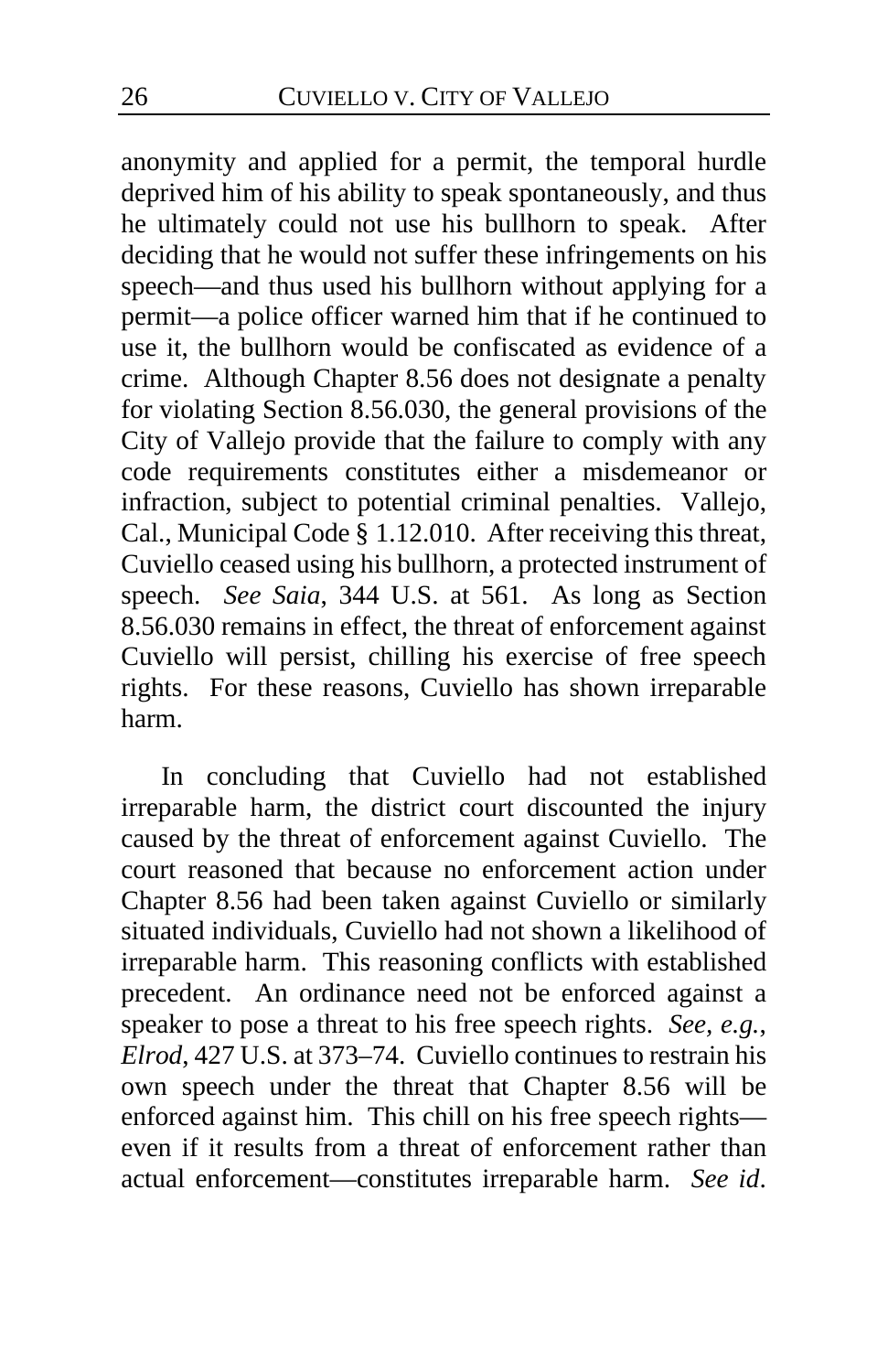anonymity and applied for a permit, the temporal hurdle deprived him of his ability to speak spontaneously, and thus he ultimately could not use his bullhorn to speak. After deciding that he would not suffer these infringements on his speech—and thus used his bullhorn without applying for a permit—a police officer warned him that if he continued to use it, the bullhorn would be confiscated as evidence of a crime. Although Chapter 8.56 does not designate a penalty for violating Section 8.56.030, the general provisions of the City of Vallejo provide that the failure to comply with any code requirements constitutes either a misdemeanor or infraction, subject to potential criminal penalties. Vallejo, Cal., Municipal Code § 1.12.010. After receiving this threat, Cuviello ceased using his bullhorn, a protected instrument of speech. *See Saia*, 344 U.S. at 561. As long as Section 8.56.030 remains in effect, the threat of enforcement against Cuviello will persist, chilling his exercise of free speech rights. For these reasons, Cuviello has shown irreparable harm.

In concluding that Cuviello had not established irreparable harm, the district court discounted the injury caused by the threat of enforcement against Cuviello. The court reasoned that because no enforcement action under Chapter 8.56 had been taken against Cuviello or similarly situated individuals, Cuviello had not shown a likelihood of irreparable harm. This reasoning conflicts with established precedent. An ordinance need not be enforced against a speaker to pose a threat to his free speech rights. *See, e.g.*, *Elrod*, 427 U.S. at 373–74. Cuviello continues to restrain his own speech under the threat that Chapter 8.56 will be enforced against him. This chill on his free speech rights—even if it results from a threat of enforcement rather than actual enforcement—constitutes irreparable harm. *See id*.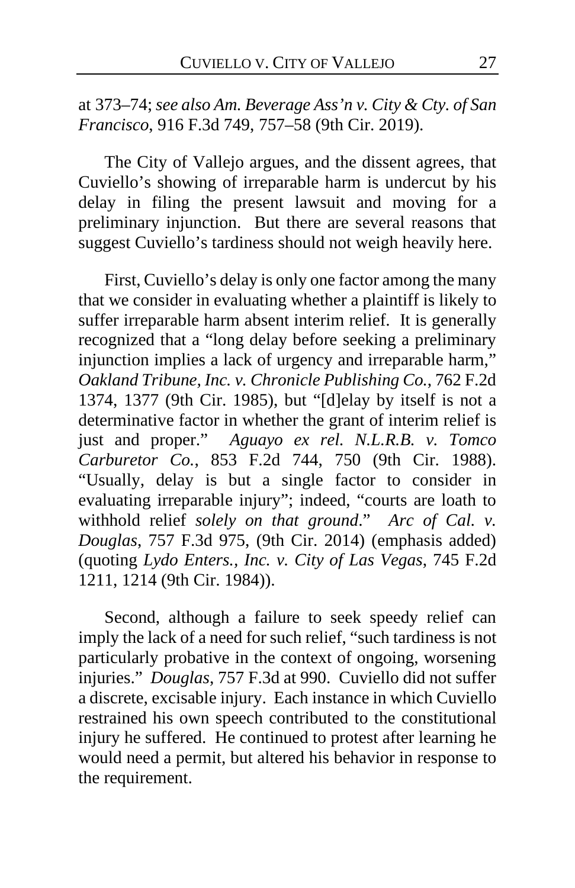at 373–74; *see also Am. Beverage Ass'n v. City & Cty. of San Francisco*, 916 F.3d 749, 757–58 (9th Cir. 2019).

The City of Vallejo argues, and the dissent agrees, that Cuviello's showing of irreparable harm is undercut by his delay in filing the present lawsuit and moving for a preliminary injunction. But there are several reasons that suggest Cuviello's tardiness should not weigh heavily here.

First, Cuviello's delay is only one factor among the many that we consider in evaluating whether a plaintiff is likely to suffer irreparable harm absent interim relief. It is generally recognized that a "long delay before seeking a preliminary injunction implies a lack of urgency and irreparable harm," *Oakland Tribune, Inc. v. Chronicle Publishing Co.*, 762 F.2d 1374, 1377 (9th Cir. 1985), but "[d]elay by itself is not a determinative factor in whether the grant of interim relief is just and proper." *Aguayo ex rel. N.L.R.B. v. Tomco Carburetor Co.*, 853 F.2d 744, 750 (9th Cir. 1988). "Usually, delay is but a single factor to consider in evaluating irreparable injury"; indeed, "courts are loath to withhold relief *solely on that ground*." *Arc of Cal. v. Douglas*, 757 F.3d 975, (9th Cir. 2014) (emphasis added) (quoting *Lydo Enters., Inc. v. City of Las Vegas*, 745 F.2d 1211, 1214 (9th Cir. 1984)).

Second, although a failure to seek speedy relief can imply the lack of a need for such relief, "such tardiness is not particularly probative in the context of ongoing, worsening injuries." *Douglas*, 757 F.3d at 990. Cuviello did not suffer a discrete, excisable injury. Each instance in which Cuviello restrained his own speech contributed to the constitutional injury he suffered. He continued to protest after learning he would need a permit, but altered his behavior in response to the requirement.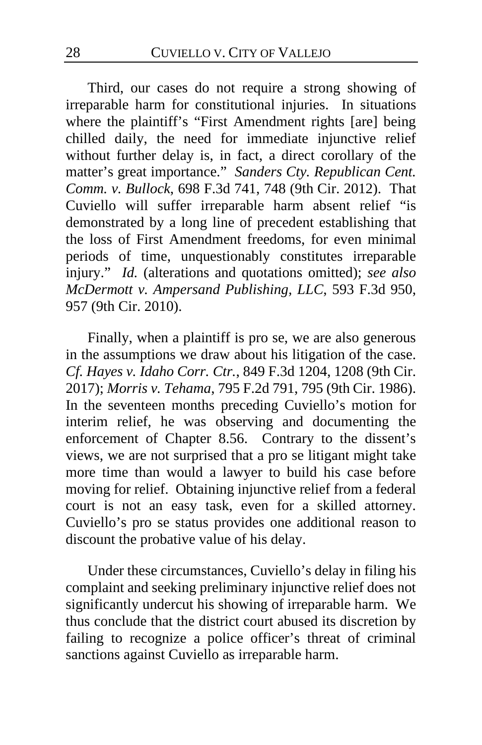Third, our cases do not require a strong showing of irreparable harm for constitutional injuries. In situations where the plaintiff's "First Amendment rights [are] being chilled daily, the need for immediate injunctive relief without further delay is, in fact, a direct corollary of the matter's great importance." *Sanders Cty. Republican Cent. Comm. v. Bullock*, 698 F.3d 741, 748 (9th Cir. 2012). That Cuviello will suffer irreparable harm absent relief "is demonstrated by a long line of precedent establishing that the loss of First Amendment freedoms, for even minimal periods of time, unquestionably constitutes irreparable injury." *Id.* (alterations and quotations omitted); *see also McDermott v. Ampersand Publishing, LLC*, 593 F.3d 950, 957 (9th Cir. 2010).

Finally, when a plaintiff is pro se, we are also generous in the assumptions we draw about his litigation of the case. *Cf. Hayes v. Idaho Corr. Ctr.*, 849 F.3d 1204, 1208 (9th Cir. 2017); *Morris v. Tehama*, 795 F.2d 791, 795 (9th Cir. 1986). In the seventeen months preceding Cuviello's motion for interim relief, he was observing and documenting the enforcement of Chapter 8.56. Contrary to the dissent's views, we are not surprised that a pro se litigant might take more time than would a lawyer to build his case before moving for relief. Obtaining injunctive relief from a federal court is not an easy task, even for a skilled attorney. Cuviello's pro se status provides one additional reason to discount the probative value of his delay.

Under these circumstances, Cuviello's delay in filing his complaint and seeking preliminary injunctive relief does not significantly undercut his showing of irreparable harm. We thus conclude that the district court abused its discretion by failing to recognize a police officer's threat of criminal sanctions against Cuviello as irreparable harm.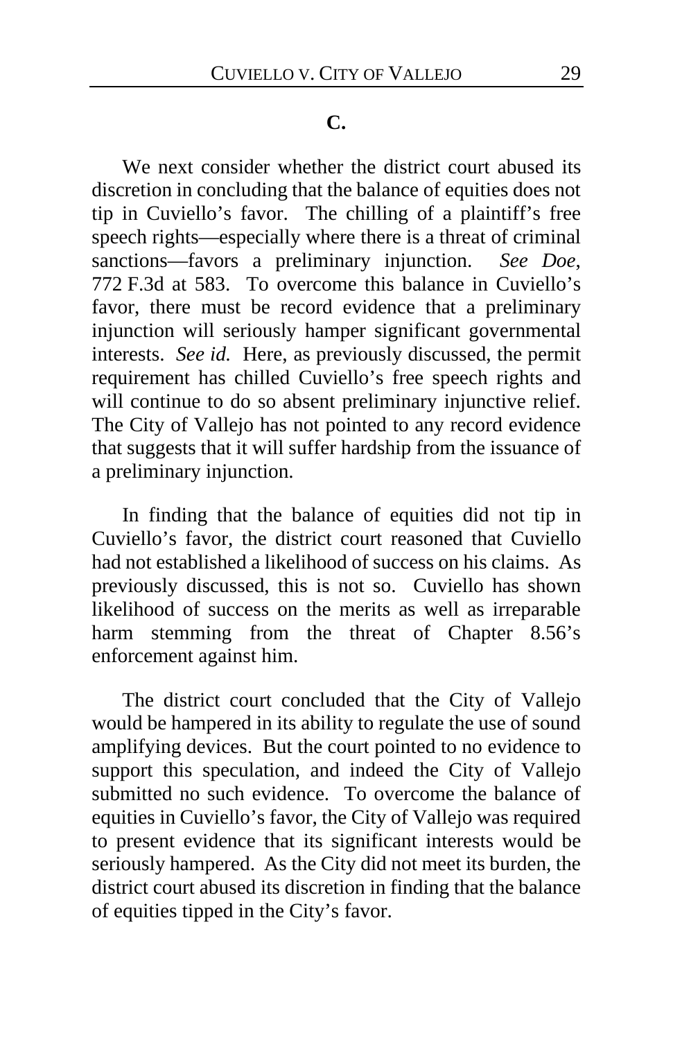### C.

We next consider whether the district court abused its discretion in concluding that the balance of equities does not tip in Cuviello's favor. The chilling of a plaintiff's free speech rights—especially where there is a threat of criminal sanctions—favors a preliminary injunction. *See Doe*, 772 F.3d at 583. To overcome this balance in Cuviello's favor, there must be record evidence that a preliminary injunction will seriously hamper significant governmental interests. *See id.* Here, as previously discussed, the permit requirement has chilled Cuviello's free speech rights and will continue to do so absent preliminary injunctive relief. The City of Vallejo has not pointed to any record evidence that suggests that it will suffer hardship from the issuance of a preliminary injunction.

In finding that the balance of equities did not tip in Cuviello's favor, the district court reasoned that Cuviello had not established a likelihood of success on his claims. As previously discussed, this is not so. Cuviello has shown likelihood of success on the merits as well as irreparable harm stemming from the threat of Chapter 8.56's enforcement against him.

The district court concluded that the City of Vallejo would be hampered in its ability to regulate the use of sound amplifying devices. But the court pointed to no evidence to support this speculation, and indeed the City of Vallejo submitted no such evidence. To overcome the balance of equities in Cuviello's favor, the City of Vallejo was required to present evidence that its significant interests would be seriously hampered. As the City did not meet its burden, the district court abused its discretion in finding that the balance of equities tipped in the City's favor.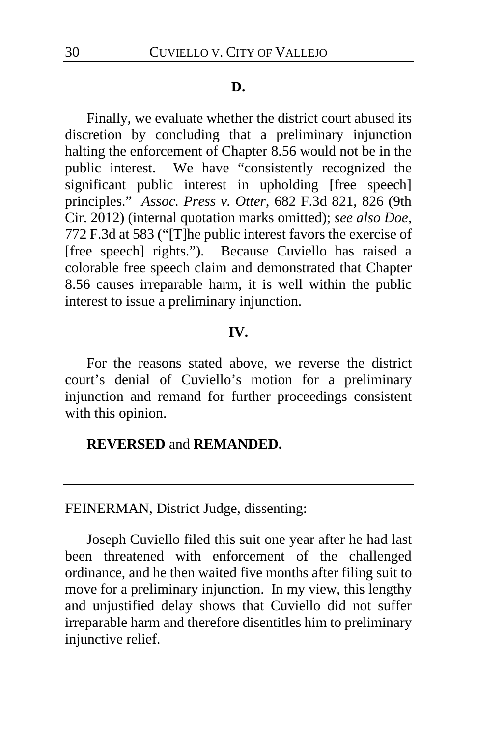### D.

Finally, we evaluate whether the district court abused its discretion by concluding that a preliminary injunction halting the enforcement of Chapter 8.56 would not be in the public interest. We have "consistently recognized the significant public interest in upholding [free speech] principles." *Assoc. Press v. Otter*, 682 F.3d 821, 826 (9th Cir. 2012) (internal quotation marks omitted); *see also Doe*, 772 F.3d at 583 ("[T]he public interest favors the exercise of [free speech] rights."). Because Cuviello has raised a colorable free speech claim and demonstrated that Chapter 8.56 causes irreparable harm, it is well within the public interest to issue a preliminary injunction.

### IV.

For the reasons stated above, we reverse the district court's denial of Cuviello's motion for a preliminary injunction and remand for further proceedings consistent with this opinion.

**REVERSED** and **REMANDED.**

---

FEINERMAN, District Judge, dissenting:

Joseph Cuviello filed this suit one year after he had last been threatened with enforcement of the challenged ordinance, and he then waited five months after filing suit to move for a preliminary injunction. In my view, this lengthy and unjustified delay shows that Cuviello did not suffer irreparable harm and therefore disentitles him to preliminary injunctive relief.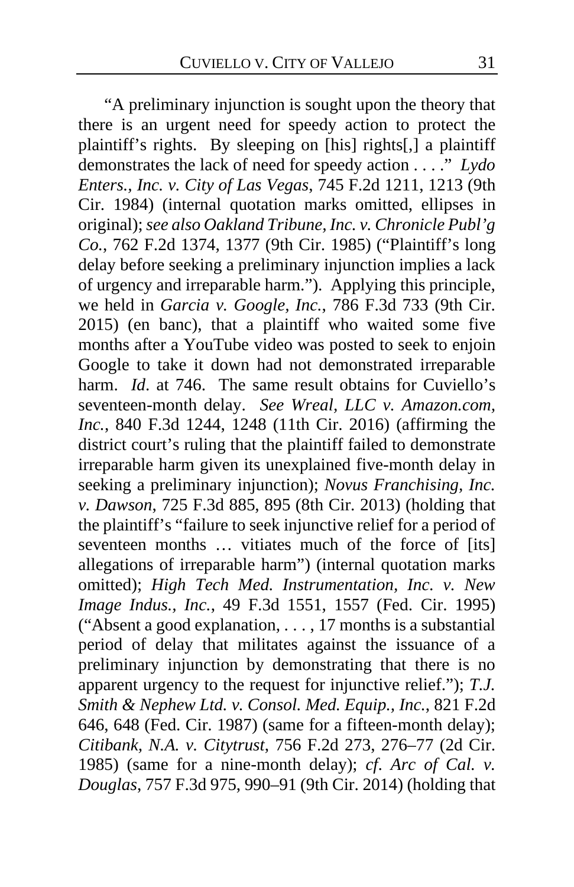"A preliminary injunction is sought upon the theory that there is an urgent need for speedy action to protect the plaintiff's rights. By sleeping on [his] rights[,] a plaintiff demonstrates the lack of need for speedy action . . . ." *Lydo Enters., Inc. v. City of Las Vegas*, 745 F.2d 1211, 1213 (9th Cir. 1984) (internal quotation marks omitted, ellipses in original); *see also Oakland Tribune, Inc. v. Chronicle Publ'g Co.*, 762 F.2d 1374, 1377 (9th Cir. 1985) ("Plaintiff's long delay before seeking a preliminary injunction implies a lack of urgency and irreparable harm."). Applying this principle, we held in *Garcia v. Google, Inc.*, 786 F.3d 733 (9th Cir. 2015) (en banc), that a plaintiff who waited some five months after a YouTube video was posted to seek to enjoin Google to take it down had not demonstrated irreparable harm. *Id*. at 746. The same result obtains for Cuviello's seventeen-month delay. *See Wreal, LLC v. Amazon.com, Inc.*, 840 F.3d 1244, 1248 (11th Cir. 2016) (affirming the district court's ruling that the plaintiff failed to demonstrate irreparable harm given its unexplained five-month delay in seeking a preliminary injunction); *Novus Franchising, Inc. v. Dawson*, 725 F.3d 885, 895 (8th Cir. 2013) (holding that the plaintiff's "failure to seek injunctive relief for a period of seventeen months … vitiates much of the force of [its] allegations of irreparable harm") (internal quotation marks omitted); *High Tech Med. Instrumentation, Inc. v. New Image Indus., Inc.*, 49 F.3d 1551, 1557 (Fed. Cir. 1995) ("Absent a good explanation, . . . , 17 months is a substantial period of delay that militates against the issuance of a preliminary injunction by demonstrating that there is no apparent urgency to the request for injunctive relief."); *T.J. Smith & Nephew Ltd. v. Consol. Med. Equip., Inc.*, 821 F.2d 646, 648 (Fed. Cir. 1987) (same for a fifteen-month delay); *Citibank, N.A. v. Citytrust*, 756 F.2d 273, 276–77 (2d Cir. 1985) (same for a nine-month delay); *cf*. *Arc of Cal. v. Douglas*, 757 F.3d 975, 990–91 (9th Cir. 2014) (holding that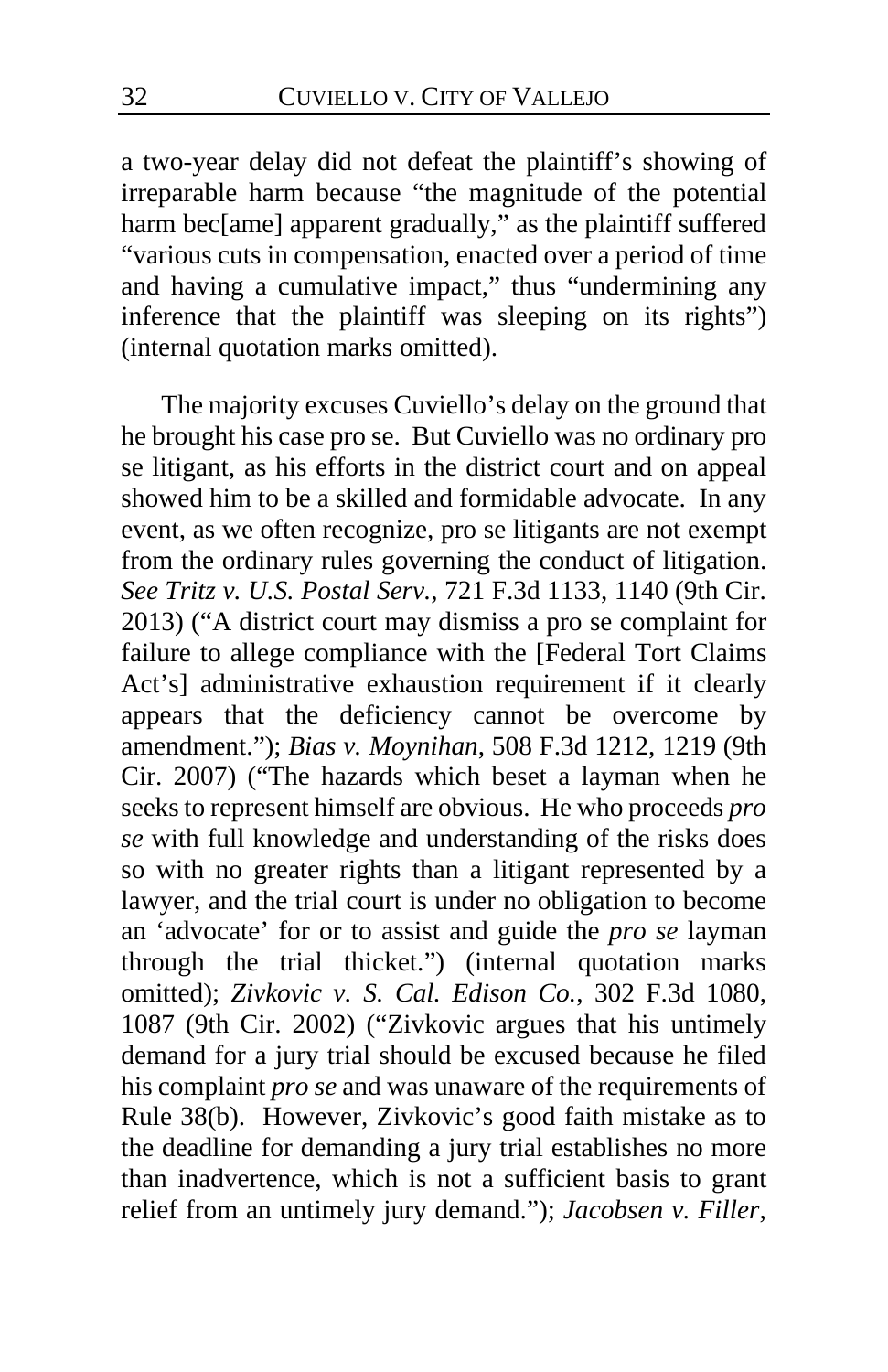a two-year delay did not defeat the plaintiff's showing of irreparable harm because "the magnitude of the potential harm bec[ame] apparent gradually," as the plaintiff suffered "various cuts in compensation, enacted over a period of time and having a cumulative impact," thus "undermining any inference that the plaintiff was sleeping on its rights") (internal quotation marks omitted).

The majority excuses Cuviello's delay on the ground that he brought his case pro se. But Cuviello was no ordinary pro se litigant, as his efforts in the district court and on appeal showed him to be a skilled and formidable advocate. In any event, as we often recognize, pro se litigants are not exempt from the ordinary rules governing the conduct of litigation. *See Tritz v. U.S. Postal Serv.*, 721 F.3d 1133, 1140 (9th Cir. 2013) ("A district court may dismiss a pro se complaint for failure to allege compliance with the [Federal Tort Claims Act's] administrative exhaustion requirement if it clearly appears that the deficiency cannot be overcome by amendment."); *Bias v. Moynihan*, 508 F.3d 1212, 1219 (9th Cir. 2007) ("The hazards which beset a layman when he seeks to represent himself are obvious. He who proceeds *pro se* with full knowledge and understanding of the risks does so with no greater rights than a litigant represented by a lawyer, and the trial court is under no obligation to become an 'advocate' for or to assist and guide the *pro se* layman through the trial thicket.") (internal quotation marks omitted); *Zivkovic v. S. Cal. Edison Co.*, 302 F.3d 1080, 1087 (9th Cir. 2002) ("Zivkovic argues that his untimely demand for a jury trial should be excused because he filed his complaint *pro se* and was unaware of the requirements of Rule 38(b). However, Zivkovic's good faith mistake as to the deadline for demanding a jury trial establishes no more than inadvertence, which is not a sufficient basis to grant relief from an untimely jury demand."); *Jacobsen v. Filler*,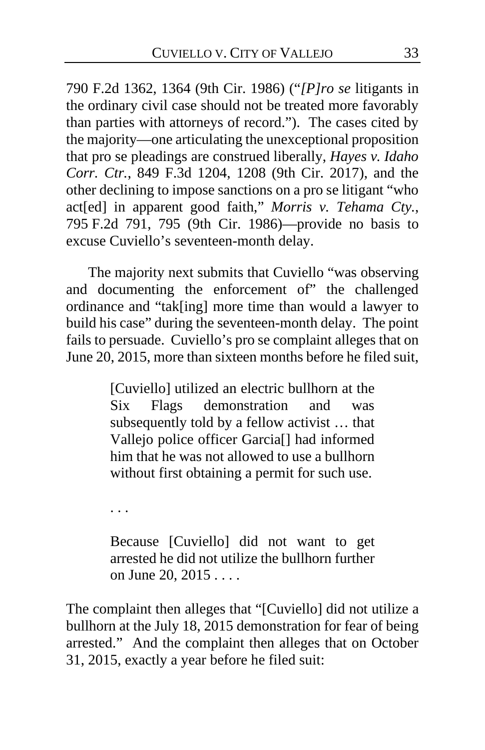790 F.2d 1362, 1364 (9th Cir. 1986) ("*[P]ro se* litigants in the ordinary civil case should not be treated more favorably than parties with attorneys of record."). The cases cited by the majority—one articulating the unexceptional proposition that pro se pleadings are construed liberally, *Hayes v. Idaho Corr. Ctr.*, 849 F.3d 1204, 1208 (9th Cir. 2017), and the other declining to impose sanctions on a pro se litigant "who act[ed] in apparent good faith," *Morris v. Tehama Cty.*, 795 F.2d 791, 795 (9th Cir. 1986)—provide no basis to excuse Cuviello's seventeen-month delay.

The majority next submits that Cuviello "was observing and documenting the enforcement of" the challenged ordinance and "tak[ing] more time than would a lawyer to build his case" during the seventeen-month delay. The point fails to persuade. Cuviello's pro se complaint alleges that on June 20, 2015, more than sixteen months before he filed suit,

> [Cuviello] utilized an electric bullhorn at the Six Flags demonstration and was subsequently told by a fellow activist … that Vallejo police officer Garcia[] had informed him that he was not allowed to use a bullhorn without first obtaining a permit for such use.
>
> . . .
>
> Because [Cuviello] did not want to get arrested he did not utilize the bullhorn further on June 20, 2015 . . . .

The complaint then alleges that "[Cuviello] did not utilize a bullhorn at the July 18, 2015 demonstration for fear of being arrested." And the complaint then alleges that on October 31, 2015, exactly a year before he filed suit: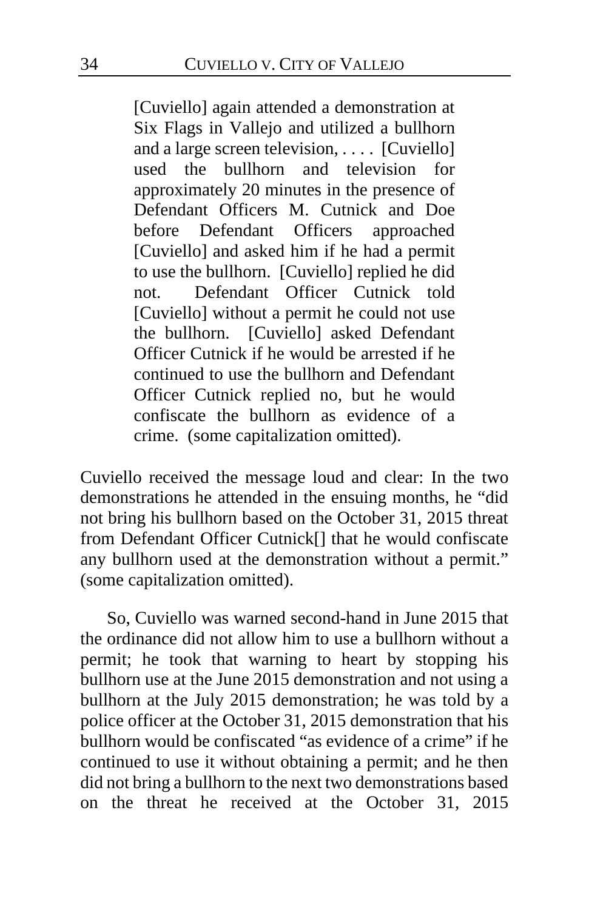> [Cuviello] again attended a demonstration at Six Flags in Vallejo and utilized a bullhorn and a large screen television, . . . . [Cuviello] used the bullhorn and television for approximately 20 minutes in the presence of Defendant Officers M. Cutnick and Doe before Defendant Officers approached [Cuviello] and asked him if he had a permit to use the bullhorn. [Cuviello] replied he did not. Defendant Officer Cutnick told [Cuviello] without a permit he could not use the bullhorn. [Cuviello] asked Defendant Officer Cutnick if he would be arrested if he continued to use the bullhorn and Defendant Officer Cutnick replied no, but he would confiscate the bullhorn as evidence of a crime. (some capitalization omitted).

Cuviello received the message loud and clear: In the two demonstrations he attended in the ensuing months, he "did not bring his bullhorn based on the October 31, 2015 threat from Defendant Officer Cutnick[] that he would confiscate any bullhorn used at the demonstration without a permit." (some capitalization omitted).

So, Cuviello was warned second-hand in June 2015 that the ordinance did not allow him to use a bullhorn without a permit; he took that warning to heart by stopping his bullhorn use at the June 2015 demonstration and not using a bullhorn at the July 2015 demonstration; he was told by a police officer at the October 31, 2015 demonstration that his bullhorn would be confiscated "as evidence of a crime" if he continued to use it without obtaining a permit; and he then did not bring a bullhorn to the next two demonstrations based on the threat he received at the October 31, 2015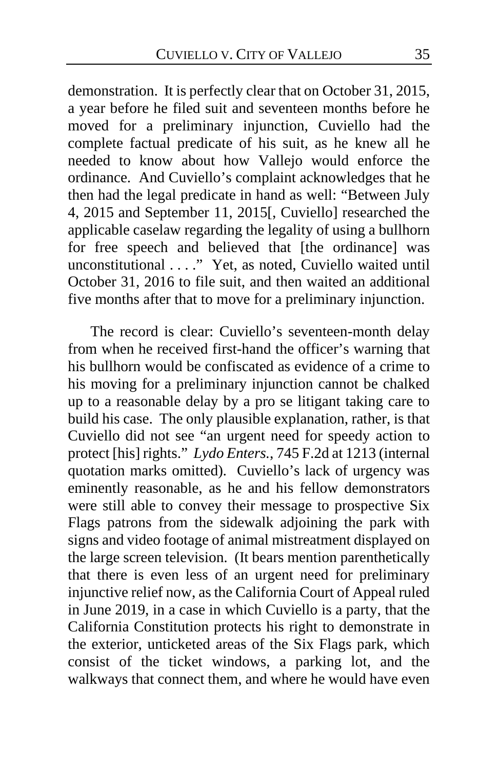demonstration. It is perfectly clear that on October 31, 2015, a year before he filed suit and seventeen months before he moved for a preliminary injunction, Cuviello had the complete factual predicate of his suit, as he knew all he needed to know about how Vallejo would enforce the ordinance. And Cuviello's complaint acknowledges that he then had the legal predicate in hand as well: "Between July 4, 2015 and September 11, 2015[, Cuviello] researched the applicable caselaw regarding the legality of using a bullhorn for free speech and believed that [the ordinance] was unconstitutional . . . ." Yet, as noted, Cuviello waited until October 31, 2016 to file suit, and then waited an additional five months after that to move for a preliminary injunction.

The record is clear: Cuviello's seventeen-month delay from when he received first-hand the officer's warning that his bullhorn would be confiscated as evidence of a crime to his moving for a preliminary injunction cannot be chalked up to a reasonable delay by a pro se litigant taking care to build his case. The only plausible explanation, rather, is that Cuviello did not see "an urgent need for speedy action to protect [his] rights." *Lydo Enters.*, 745 F.2d at 1213 (internal quotation marks omitted). Cuviello's lack of urgency was eminently reasonable, as he and his fellow demonstrators were still able to convey their message to prospective Six Flags patrons from the sidewalk adjoining the park with signs and video footage of animal mistreatment displayed on the large screen television. (It bears mention parenthetically that there is even less of an urgent need for preliminary injunctive relief now, as the California Court of Appeal ruled in June 2019, in a case in which Cuviello is a party, that the California Constitution protects his right to demonstrate in the exterior, unticketed areas of the Six Flags park, which consist of the ticket windows, a parking lot, and the walkways that connect them, and where he would have even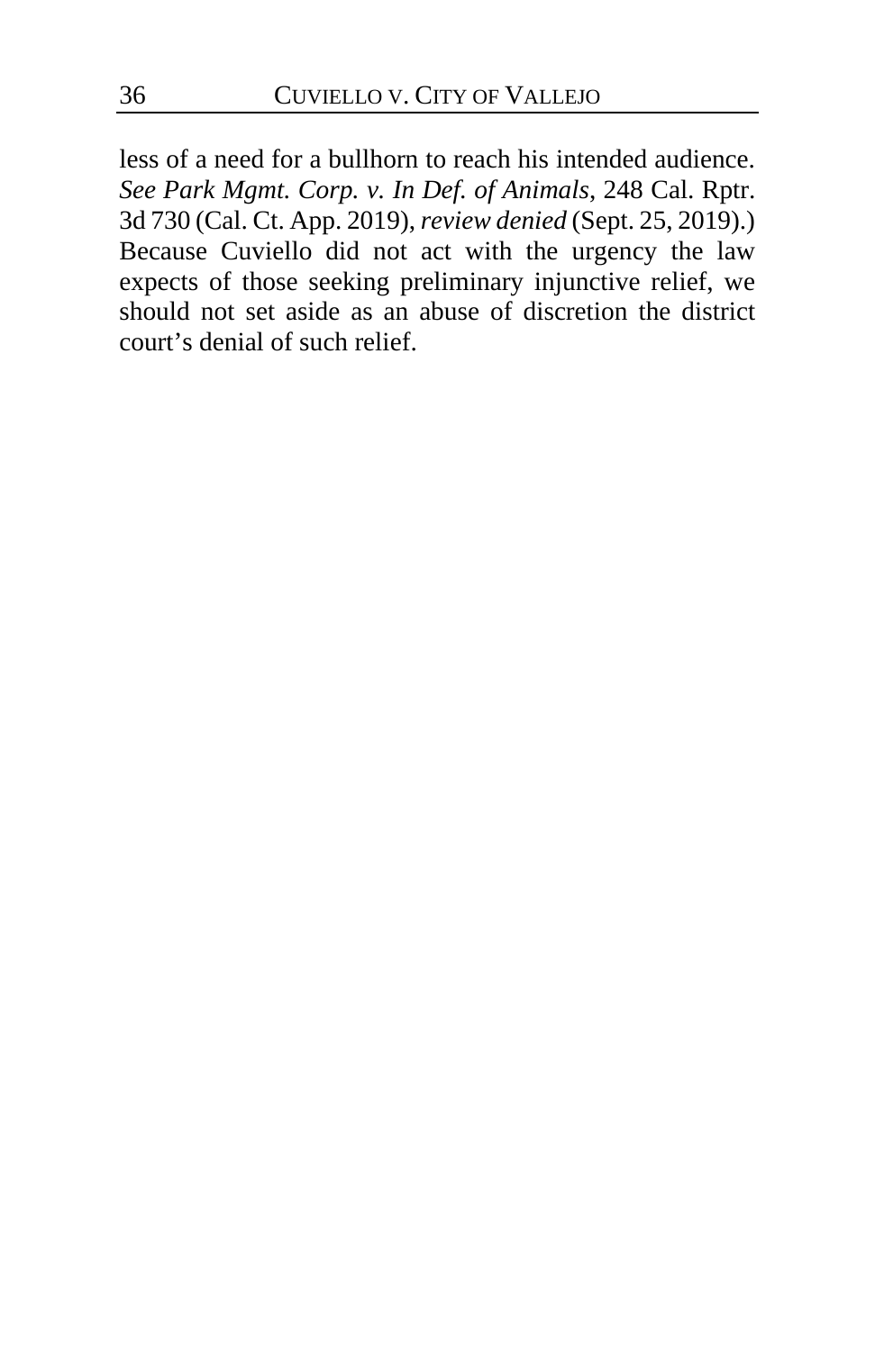less of a need for a bullhorn to reach his intended audience. *See Park Mgmt. Corp. v. In Def. of Animals*, 248 Cal. Rptr. 3d 730 (Cal. Ct. App. 2019), *review denied* (Sept. 25, 2019).) Because Cuviello did not act with the urgency the law expects of those seeking preliminary injunctive relief, we should not set aside as an abuse of discretion the district court's denial of such relief.